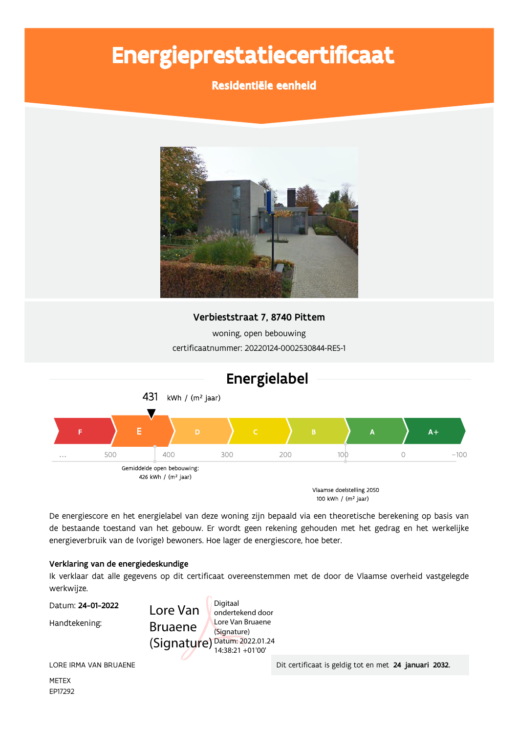# Energieprestatiecertificaat

**Residentiële eenheid**

**Verbieststraat 7, 8740 Pittem**

woning, open bebouwing

certificaatnummer: 20220124-0002530844-RES-1

## Energielabel

431 kWh / (m² jaar)

F E D C B A A+

... 500 400 300 200 100 0 -100

Gemiddelde open bebouwing:
426 kWh / (m² jaar)

Vlaamse doelstelling 2050
100 kWh / (m² jaar)

De energiescore en het energielabel van deze woning zijn bepaald via een theoretische berekening op basis van de bestaande toestand van het gebouw. Er wordt geen rekening gehouden met het gedrag en het werkelijke energieverbruik van de (vorige) bewoners. Hoe lager de energiescore, hoe beter.

**Verklaring van de energiedeskundige**

Ik verklaar dat alle gegevens op dit certificaat overeenstemmen met de door de Vlaamse overheid vastgelegde werkwijze.

Datum: **24-01-2022**

Handtekening:

Lore Van Bruaene (Signature)

Digitaal ondertekend door Lore Van Bruaene (Signature)
Datum: 2022.01.24 14:38:21 +01'00'

LORE IRMA VAN BRUAENE

METEX

EP17292

Dit certificaat is geldig tot en met **24 januari 2032.**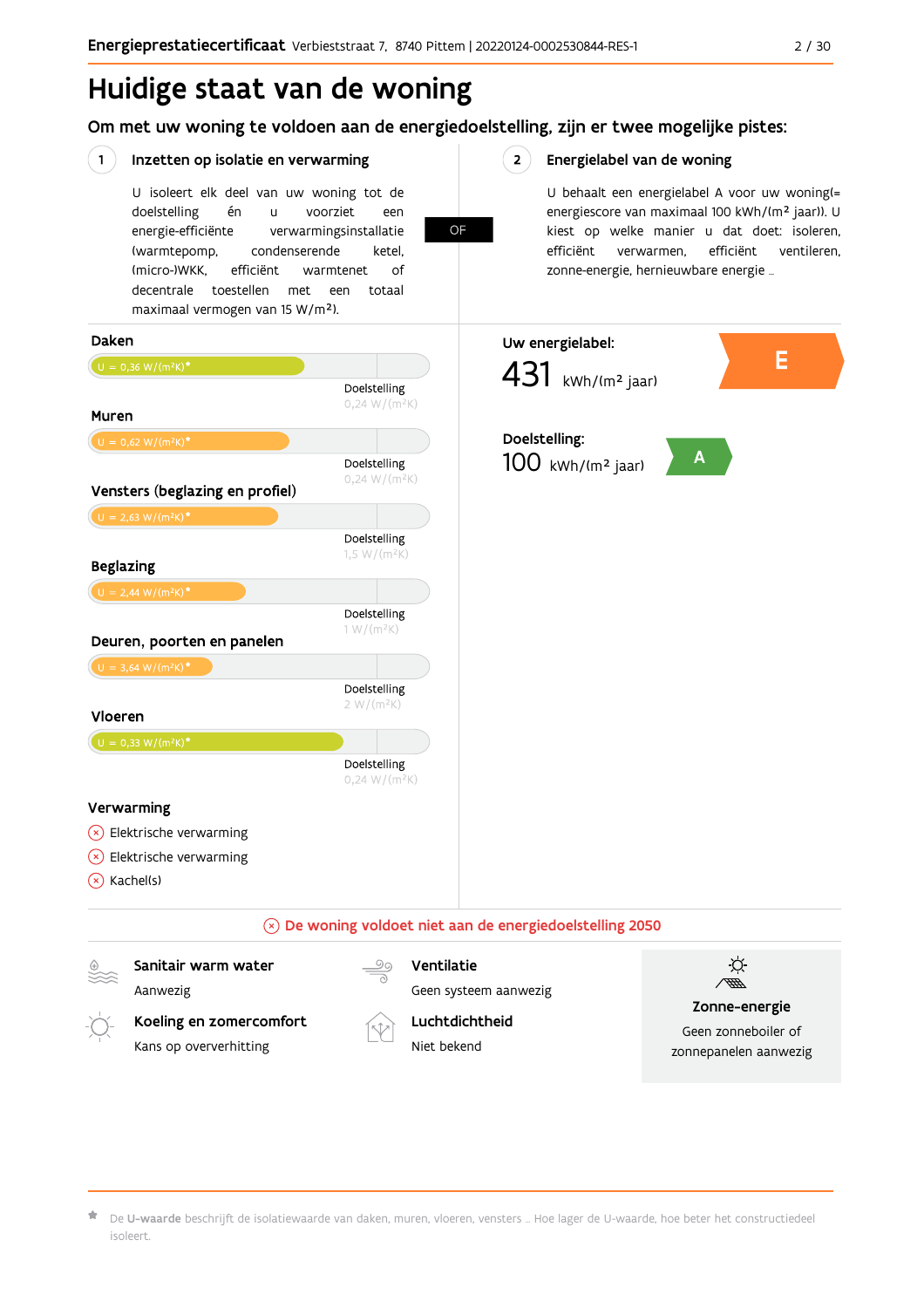# Huidige staat van de woning

## Om met uw woning te voldoen aan de energiedoelstelling, zijn er twee mogelijke pistes:

### 1 Inzetten op isolatie en verwarming

U isoleert elk deel van uw woning tot de doelstelling én u voorziet een energie-efficiënte verwarmingsinstallatie (warmtepomp, condenserende ketel, (micro-)WKK, efficiënt warmtenet of decentrale toestellen met een totaal maximaal vermogen van 15 W/m²).

OF

### 2 Energielabel van de woning

U behaalt een energielabel A voor uw woning(= energiescore van maximaal 100 kWh/(m² jaar)). U kiest op welke manier u dat doet: isoleren, efficiënt verwarmen, efficiënt ventileren, zonne-energie, hernieuwbare energie …

**Daken**

U = 0,36 W/(m²K)*

Doelstelling 0,24 W/(m²K)

**Muren**

U = 0,62 W/(m²K)*

Doelstelling 0,24 W/(m²K)

**Vensters (beglazing en profiel)**

U = 2,63 W/(m²K)*

Doelstelling 1,5 W/(m²K)

**Beglazing**

U = 2,44 W/(m²K)*

Doelstelling 1 W/(m²K)

**Deuren, poorten en panelen**

U = 3,64 W/(m²K)*

Doelstelling 2 W/(m²K)

**Vloeren**

U = 0,33 W/(m²K)*

Doelstelling 0,24 W/(m²K)

**Verwarming**

- Elektrische verwarming
- Elektrische verwarming
- Kachel(s)

**Uw energielabel:**

431 kWh/(m² jaar)

E

**Doelstelling:**

100 kWh/(m² jaar)

A

De woning voldoet niet aan de energiedoelstelling 2050

**Sanitair warm water**

Aanwezig

**Ventilatie**

Geen systeem aanwezig

**Koeling en zomercomfort**

Kans op oververhitting

**Luchtdichtheid**

Niet bekend

**Zonne-energie**

Geen zonneboiler of zonnepanelen aanwezig

* De **U-waarde** beschrijft de isolatiewaarde van daken, muren, vloeren, vensters … Hoe lager de U-waarde, hoe beter het constructiedeel isoleert.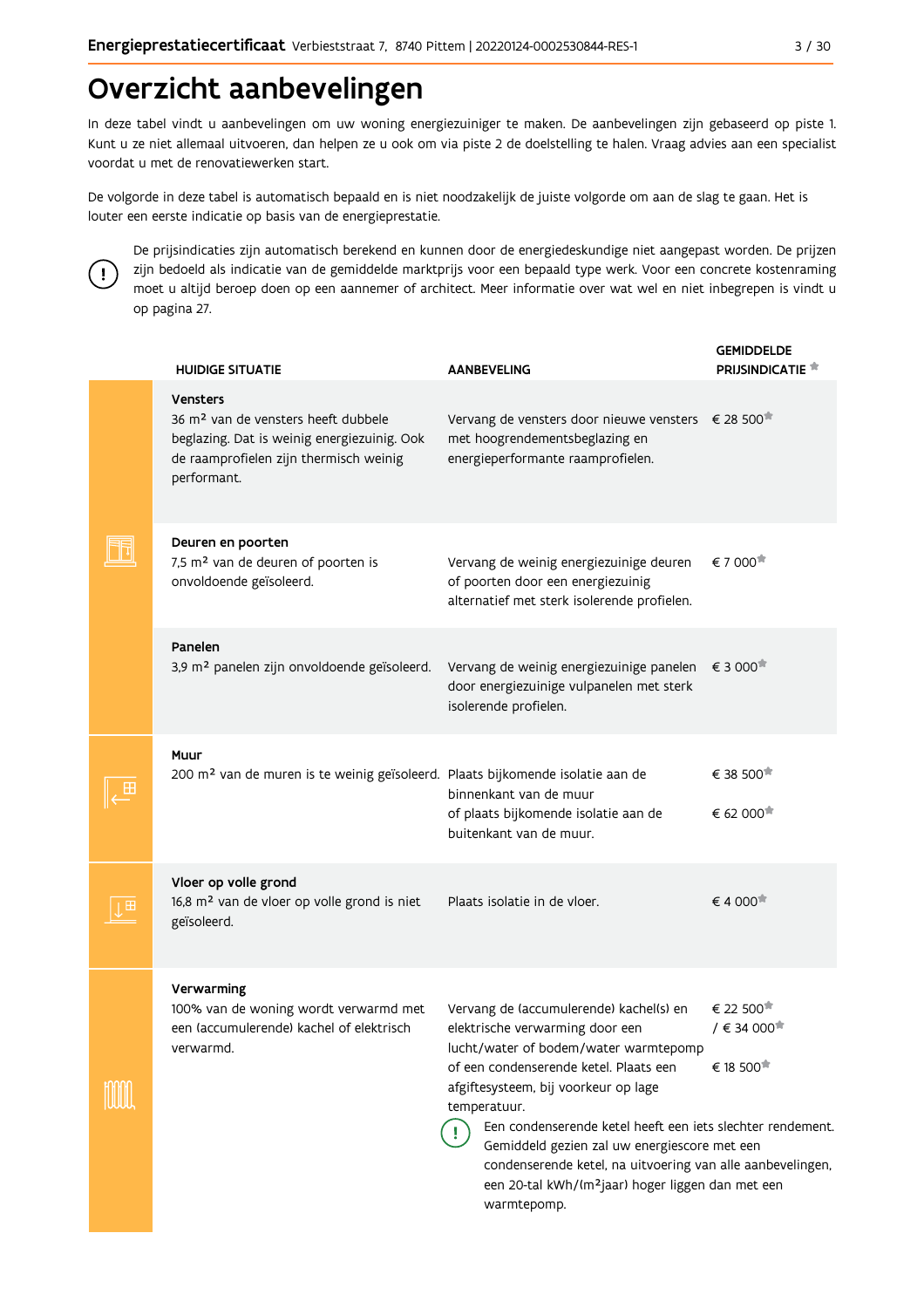# Overzicht aanbevelingen

In deze tabel vindt u aanbevelingen om uw woning energiezuiniger te maken. De aanbevelingen zijn gebaseerd op piste 1. Kunt u ze niet allemaal uitvoeren, dan helpen ze u ook om via piste 2 de doelstelling te halen. Vraag advies aan een specialist voordat u met de renovatiewerken start.

De volgorde in deze tabel is automatisch bepaald en is niet noodzakelijk de juiste volgorde om aan de slag te gaan. Het is louter een eerste indicatie op basis van de energieprestatie.

De prijsindicaties zijn automatisch berekend en kunnen door de energiedeskundige niet aangepast worden. De prijzen zijn bedoeld als indicatie van de gemiddelde marktprijs voor een bepaald type werk. Voor een concrete kostenraming moet u altijd beroep doen op een aannemer of architect. Meer informatie over wat wel en niet inbegrepen is vindt u op pagina 27.

| HUIDIGE SITUATIE | AANBEVELING | GEMIDDELDE PRIJSINDICATIE * |
|---|---|---|
| **Vensters**<br>36 m² van de vensters heeft dubbele beglazing. Dat is weinig energiezuinig. Ook de raamprofielen zijn thermisch weinig performant. | Vervang de vensters door nieuwe vensters met hoogrendementsbeglazing en energieperformante raamprofielen. | € 28 500* |
| **Deuren en poorten**<br>7,5 m² van de deuren of poorten is onvoldoende geïsoleerd. | Vervang de weinig energiezuinige deuren of poorten door een energiezuinig alternatief met sterk isolerende profielen. | € 7 000* |
| **Panelen**<br>3,9 m² panelen zijn onvoldoende geïsoleerd. | Vervang de weinig energiezuinige panelen door energiezuinige vulpanelen met sterk isolerende profielen. | € 3 000* |
| **Muur**<br>200 m² van de muren is te weinig geïsoleerd. | Plaats bijkomende isolatie aan de binnenkant van de muur<br>of plaats bijkomende isolatie aan de buitenkant van de muur. | € 38 500*<br><br>€ 62 000* |
| **Vloer op volle grond**<br>16,8 m² van de vloer op volle grond is niet geïsoleerd. | Plaats isolatie in de vloer. | € 4 000* |
| **Verwarming**<br>100% van de woning wordt verwarmd met een (accumulerende) kachel of elektrisch verwarmd. | Vervang de (accumulerende) kachel(s) en elektrische verwarming door een lucht/water of bodem/water warmtepomp of een condenserende ketel. Plaats een afgiftesysteem, bij voorkeur op lage temperatuur.<br><br>(!) Een condenserende ketel heeft een iets slechter rendement. Gemiddeld gezien zal uw energiescore met een condenserende ketel, na uitvoering van alle aanbevelingen, een 20-tal kWh/(m²jaar) hoger liggen dan met een warmtepomp. | € 22 500* / € 34 000*<br><br>€ 18 500* |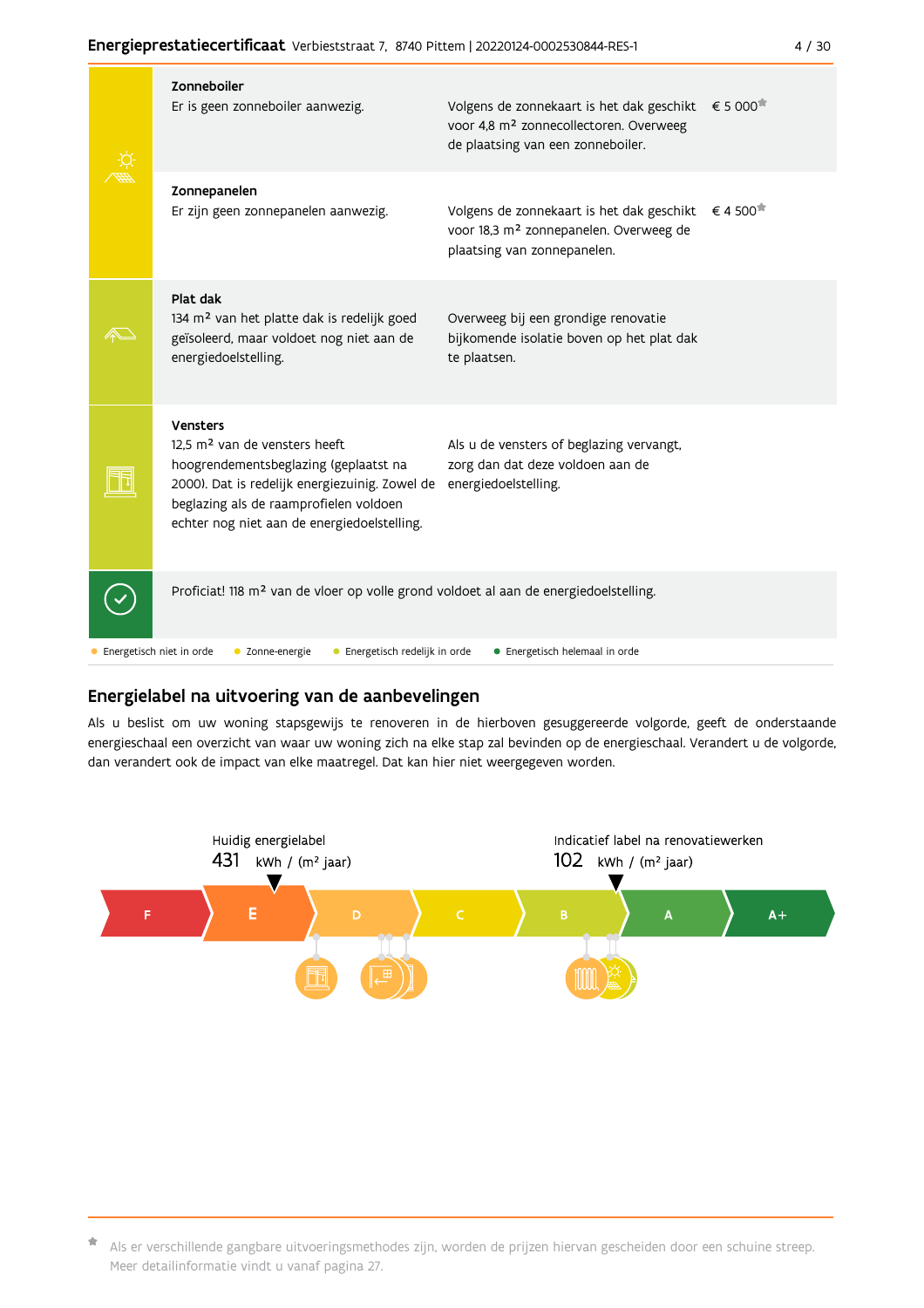| | | | |
|---|---|---|---|
| **Zonneboiler**<br>Er is geen zonneboiler aanwezig. | Volgens de zonnekaart is het dak geschikt voor 4,8 m² zonnecollectoren. Overweeg de plaatsing van een zonneboiler. | € 5 000* |
| **Zonnepanelen**<br>Er zijn geen zonnepanelen aanwezig. | Volgens de zonnekaart is het dak geschikt voor 18,3 m² zonnepanelen. Overweeg de plaatsing van zonnepanelen. | € 4 500* |
| **Plat dak**<br>134 m² van het platte dak is redelijk goed geïsoleerd, maar voldoet nog niet aan de energiedoelstelling. | Overweeg bij een grondige renovatie bijkomende isolatie boven op het plat dak te plaatsen. | |
| **Vensters**<br>12,5 m² van de vensters heeft hoogrendementsbeglazing (geplaatst na 2000). Dat is redelijk energiezuinig. Zowel de beglazing als de raamprofielen voldoen echter nog niet aan de energiedoelstelling. | Als u de vensters of beglazing vervangt, zorg dan dat deze voldoen aan de energiedoelstelling. | |

Proficiat! 118 m² van de vloer op volle grond voldoet al aan de energiedoelstelling.

Energetisch niet in orde · Zonne-energie · Energetisch redelijk in orde · Energetisch helemaal in orde

## Energielabel na uitvoering van de aanbevelingen

Als u beslist om uw woning stapsgewijs te renoveren in de hierboven gesuggereerde volgorde, geeft de onderstaande energieschaal een overzicht van waar uw woning zich na elke stap zal bevinden op de energieschaal. Verandert u de volgorde, dan verandert ook de impact van elke maatregel. Dat kan hier niet weergegeven worden.

Huidig energielabel
431 kWh / (m² jaar)

Indicatief label na renovatiewerken
102 kWh / (m² jaar)

F E D C B A A+

* Als er verschillende gangbare uitvoeringsmethodes zijn, worden de prijzen hiervan gescheiden door een schuine streep. Meer detailinformatie vindt u vanaf pagina 27.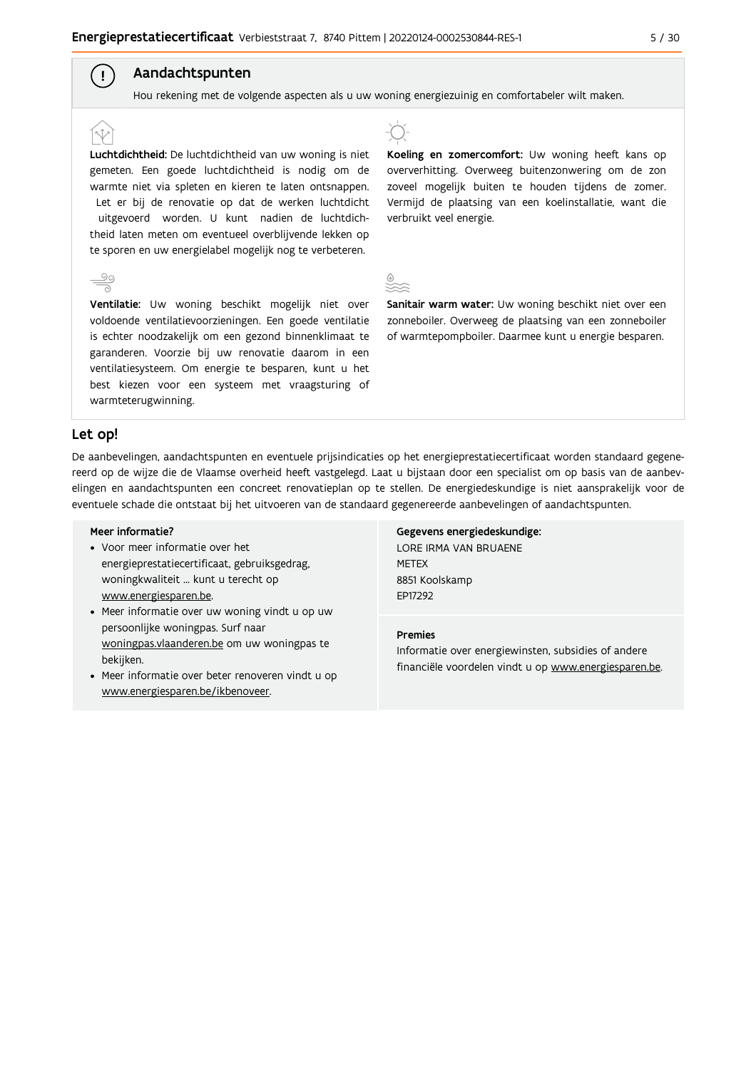## Aandachtspunten

Hou rekening met de volgende aspecten als u uw woning energiezuinig en comfortabeler wilt maken.

**Luchtdichtheid:** De luchtdichtheid van uw woning is niet gemeten. Een goede luchtdichtheid is nodig om de warmte niet via spleten en kieren te laten ontsnappen. Let er bij de renovatie op dat de werken luchtdicht uitgevoerd worden. U kunt nadien de luchtdichtheid laten meten om eventueel overblijvende lekken op te sporen en uw energielabel mogelijk nog te verbeteren.

**Koeling en zomercomfort:** Uw woning heeft kans op oververhitting. Overweeg buitenzonwering om de zon zoveel mogelijk buiten te houden tijdens de zomer. Vermijd de plaatsing van een koelinstallatie, want die verbruikt veel energie.

**Ventilatie:** Uw woning beschikt mogelijk niet over voldoende ventilatievoorzieningen. Een goede ventilatie is echter noodzakelijk om een gezond binnenklimaat te garanderen. Voorzie bij uw renovatie daarom in een ventilatiesysteem. Om energie te besparen, kunt u het best kiezen voor een systeem met vraagsturing of warmteterugwinning.

**Sanitair warm water:** Uw woning beschikt niet over een zonneboiler. Overweeg de plaatsing van een zonneboiler of warmtepompboiler. Daarmee kunt u energie besparen.

## Let op!

De aanbevelingen, aandachtspunten en eventuele prijsindicaties op het energieprestatiecertificaat worden standaard gegenereerd op de wijze die de Vlaamse overheid heeft vastgelegd. Laat u bijstaan door een specialist om op basis van de aanbevelingen en aandachtspunten een concreet renovatieplan op te stellen. De energiedeskundige is niet aansprakelijk voor de eventuele schade die ontstaat bij het uitvoeren van de standaard gegenereerde aanbevelingen of aandachtspunten.

**Meer informatie?**

- Voor meer informatie over het energieprestatiecertificaat, gebruiksgedrag, woningkwaliteit ... kunt u terecht op www.energiesparen.be.
- Meer informatie over uw woning vindt u op uw persoonlijke woningpas. Surf naar woningpas.vlaanderen.be om uw woningpas te bekijken.
- Meer informatie over beter renoveren vindt u op www.energiesparen.be/ikbenoveer.

**Gegevens energiedeskundige:**

LORE IRMA VAN BRUAENE
METEX
8851 Koolskamp
EP17292

**Premies**

Informatie over energiewinsten, subsidies of andere financiële voordelen vindt u op www.energiesparen.be.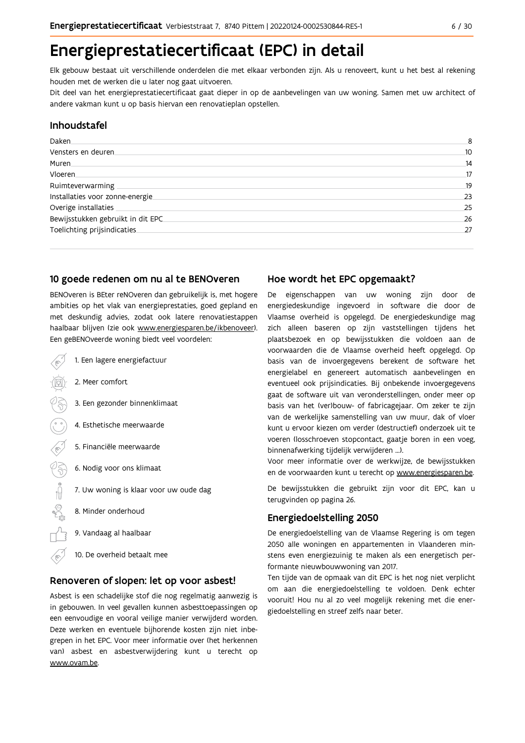# Energieprestatiecertificaat (EPC) in detail

Elk gebouw bestaat uit verschillende onderdelen die met elkaar verbonden zijn. Als u renoveert, kunt u het best al rekening houden met de werken die u later nog gaat uitvoeren.

Dit deel van het energieprestatiecertificaat gaat dieper in op de aanbevelingen van uw woning. Samen met uw architect of andere vakman kunt u op basis hiervan een renovatieplan opstellen.

## Inhoudstafel

| | |
|---|---|
| Daken | 8 |
| Vensters en deuren | 10 |
| Muren | 14 |
| Vloeren | 17 |
| Ruimteverwarming | 19 |
| Installaties voor zonne-energie | 23 |
| Overige installaties | 25 |
| Bewijsstukken gebruikt in dit EPC | 26 |
| Toelichting prijsindicaties | 27 |

## 10 goede redenen om nu al te BENOveren

BENOveren is BEter reNOveren dan gebruikelijk is, met hogere ambities op het vlak van energieprestaties, goed gepland en met deskundig advies, zodat ook latere renovatiestappen haalbaar blijven (zie ook www.energiesparen.be/ikbenoveer). Een geBENOveerde woning biedt veel voordelen:

1. Een lagere energiefactuur
2. Meer comfort
3. Een gezonder binnenklimaat
4. Esthetische meerwaarde
5. Financiële meerwaarde
6. Nodig voor ons klimaat
7. Uw woning is klaar voor uw oude dag
8. Minder onderhoud
9. Vandaag al haalbaar
10. De overheid betaalt mee

## Renoveren of slopen: let op voor asbest!

Asbest is een schadelijke stof die nog regelmatig aanwezig is in gebouwen. In veel gevallen kunnen asbesttoepassingen op een eenvoudige en vooral veilige manier verwijderd worden. Deze werken en eventuele bijhorende kosten zijn niet inbegrepen in het EPC. Voor meer informatie over (het herkennen van) asbest en asbestverwijdering kunt u terecht op www.ovam.be.

## Hoe wordt het EPC opgemaakt?

De eigenschappen van uw woning zijn door de energiedeskundige ingevoerd in software die door de Vlaamse overheid is opgelegd. De energiedeskundige mag zich alleen baseren op zijn vaststellingen tijdens het plaatsbezoek en op bewijsstukken die voldoen aan de voorwaarden die de Vlaamse overheid heeft opgelegd. Op basis van de invoergegevens berekent de software het energielabel en genereert automatisch aanbevelingen en eventueel ook prijsindicaties. Bij onbekende invoergegevens gaat de software uit van veronderstellingen, onder meer op basis van het (ver)bouw- of fabricagejaar. Om zeker te zijn van de werkelijke samenstelling van uw muur, dak of vloer kunt u ervoor kiezen om verder (destructief) onderzoek uit te voeren (losschroeven stopcontact, gaatje boren in een voeg, binnenafwerking tijdelijk verwijderen ...).

Voor meer informatie over de werkwijze, de bewijsstukken en de voorwaarden kunt u terecht op www.energiesparen.be.

De bewijsstukken die gebruikt zijn voor dit EPC, kan u terugvinden op pagina 26.

## Energiedoelstelling 2050

De energiedoelstelling van de Vlaamse Regering is om tegen 2050 alle woningen en appartementen in Vlaanderen minstens even energiezuinig te maken als een energetisch performante nieuwbouwwoning van 2017.

Ten tijde van de opmaak van dit EPC is het nog niet verplicht om aan die energiedoelstelling te voldoen. Denk echter vooruit! Hou nu al zo veel mogelijk rekening met die energiedoelstelling en streef zelfs naar beter.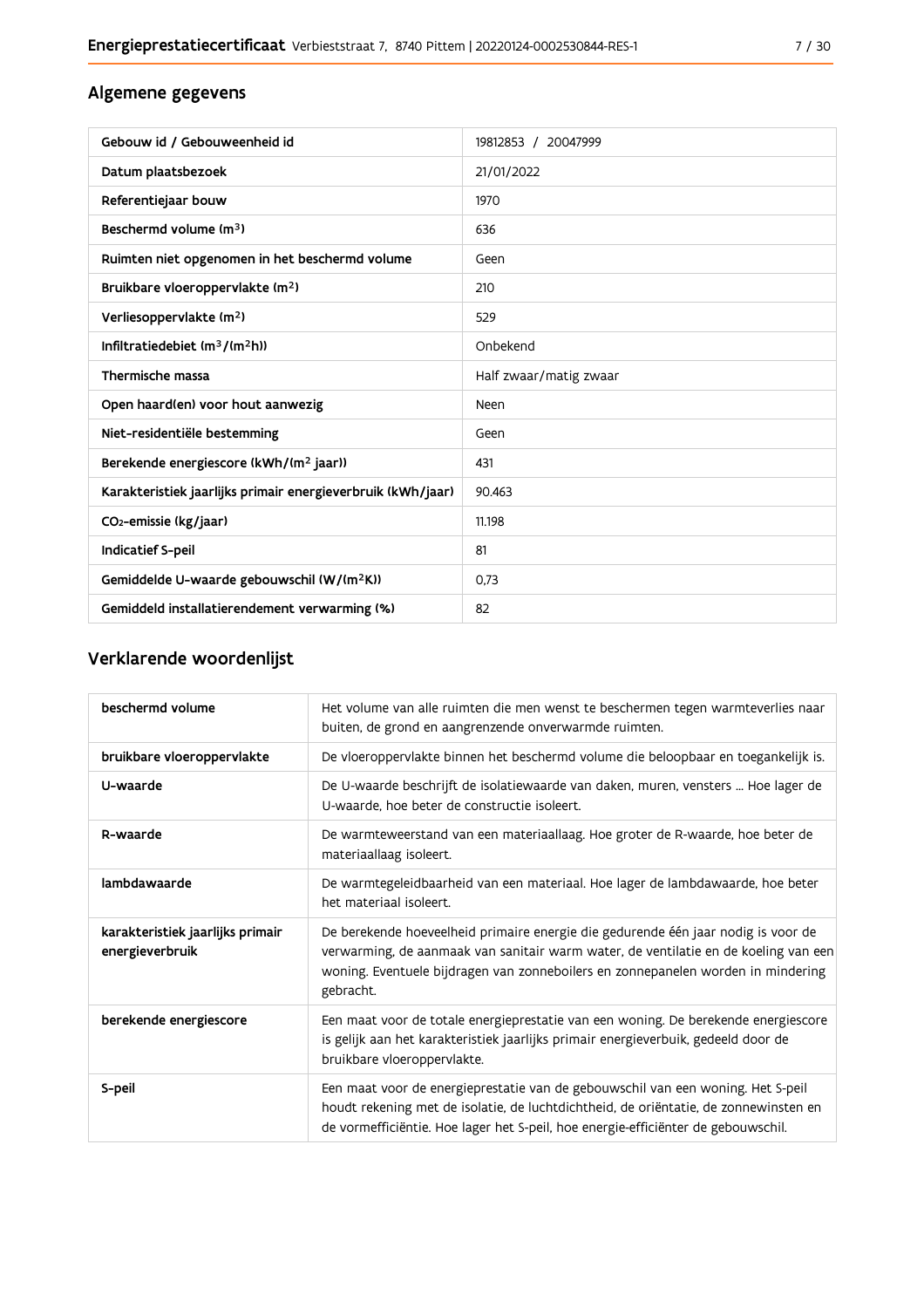## Algemene gegevens

| | |
|---|---|
| Gebouw id / Gebouweenheid id | 19812853 / 20047999 |
| Datum plaatsbezoek | 21/01/2022 |
| Referentiejaar bouw | 1970 |
| Beschermd volume ($m^3$) | 636 |
| Ruimten niet opgenomen in het beschermd volume | Geen |
| Bruikbare vloeroppervlakte ($m^2$) | 210 |
| Verliesoppervlakte ($m^2$) | 529 |
| Infiltratiedebiet ($m^3/(m^2h)$) | Onbekend |
| Thermische massa | Half zwaar/matig zwaar |
| Open haard(en) voor hout aanwezig | Neen |
| Niet-residentiële bestemming | Geen |
| Berekende energiescore (kWh/($m^2$ jaar)) | 431 |
| Karakteristiek jaarlijks primair energieverbruik (kWh/jaar) | 90.463 |
| $CO_2$-emissie (kg/jaar) | 11.198 |
| Indicatief S-peil | 81 |
| Gemiddelde U-waarde gebouwschil (W/($m^2$K)) | 0,73 |
| Gemiddeld installatierendement verwarming (%) | 82 |

## Verklarende woordenlijst

| | |
|---|---|
| beschermd volume | Het volume van alle ruimten die men wenst te beschermen tegen warmteverlies naar buiten, de grond en aangrenzende onverwarmde ruimten. |
| bruikbare vloeroppervlakte | De vloeroppervlakte binnen het beschermd volume die beloopbaar en toegankelijk is. |
| U-waarde | De U-waarde beschrijft de isolatiewaarde van daken, muren, vensters ... Hoe lager de U-waarde, hoe beter de constructie isoleert. |
| R-waarde | De warmteweerstand van een materiaallaag. Hoe groter de R-waarde, hoe beter de materiaallaag isoleert. |
| lambdawaarde | De warmtegeleidbaarheid van een materiaal. Hoe lager de lambdawaarde, hoe beter het materiaal isoleert. |
| karakteristiek jaarlijks primair energieverbruik | De berekende hoeveelheid primaire energie die gedurende één jaar nodig is voor de verwarming, de aanmaak van sanitair warm water, de ventilatie en de koeling van een woning. Eventuele bijdragen van zonneboilers en zonnepanelen worden in mindering gebracht. |
| berekende energiescore | Een maat voor de totale energieprestatie van een woning. De berekende energiescore is gelijk aan het karakteristiek jaarlijks primair energieverbuik, gedeeld door de bruikbare vloeroppervlakte. |
| S-peil | Een maat voor de energieprestatie van de gebouwschil van een woning. Het S-peil houdt rekening met de isolatie, de luchtdichtheid, de oriëntatie, de zonnewinsten en de vormefficiëntie. Hoe lager het S-peil, hoe energie-efficiënter de gebouwschil. |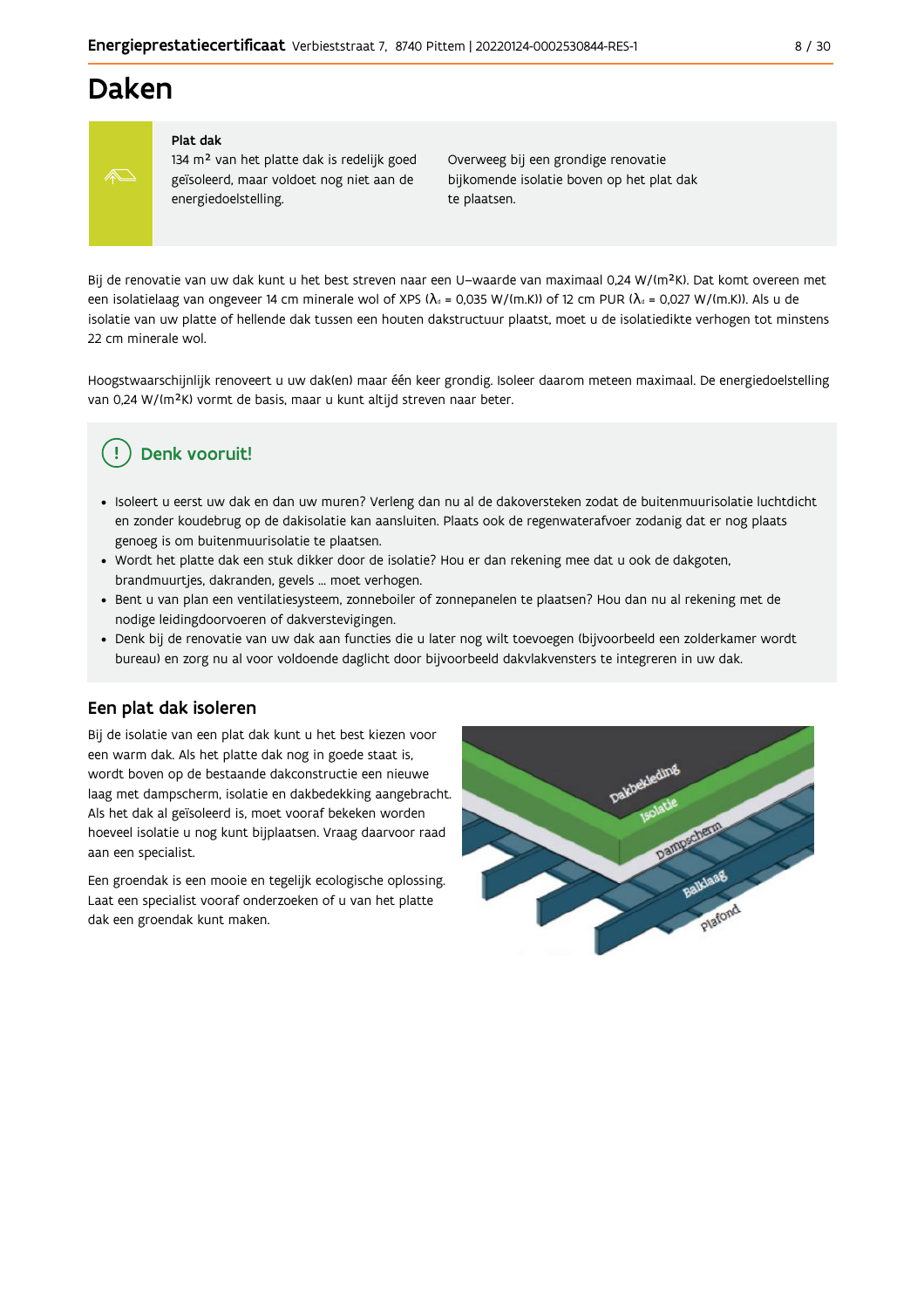# Daken

**Plat dak**
134 m² van het platte dak is redelijk goed geïsoleerd, maar voldoet nog niet aan de energiedoelstelling.

Overweeg bij een grondige renovatie bijkomende isolatie boven op het plat dak te plaatsen.

Bij de renovatie van uw dak kunt u het best streven naar een U–waarde van maximaal 0,24 W/(m²K). Dat komt overeen met een isolatielaag van ongeveer 14 cm minerale wol of XPS ($\lambda_d$ = 0,035 W/(m.K)) of 12 cm PUR ($\lambda_d$ = 0,027 W/(m.K)). Als u de isolatie van uw platte of hellende dak tussen een houten dakstructuur plaatst, moet u de isolatiedikte verhogen tot minstens 22 cm minerale wol.

Hoogstwaarschijnlijk renoveert u uw dak(en) maar één keer grondig. Isoleer daarom meteen maximaal. De energiedoelstelling van 0,24 W/(m²K) vormt de basis, maar u kunt altijd streven naar beter.

## Denk vooruit!

- Isoleert u eerst uw dak en dan uw muren? Verleng dan nu al de dakoversteken zodat de buitenmuurisolatie luchtdicht en zonder koudebrug op de dakisolatie kan aansluiten. Plaats ook de regenwaterafvoer zodanig dat er nog plaats genoeg is om buitenmuurisolatie te plaatsen.
- Wordt het platte dak een stuk dikker door de isolatie? Hou er dan rekening mee dat u ook de dakgoten, brandmuurtjes, dakranden, gevels ... moet verhogen.
- Bent u van plan een ventilatiesysteem, zonneboiler of zonnepanelen te plaatsen? Hou dan nu al rekening met de nodige leidingdoorvoeren of dakverstevigingen.
- Denk bij de renovatie van uw dak aan functies die u later nog wilt toevoegen (bijvoorbeeld een zolderkamer wordt bureau) en zorg nu al voor voldoende daglicht door bijvoorbeeld dakvlakvensters te integreren in uw dak.

## Een plat dak isoleren

Bij de isolatie van een plat dak kunt u het best kiezen voor een warm dak. Als het platte dak nog in goede staat is, wordt boven op de bestaande dakconstructie een nieuwe laag met dampscherm, isolatie en dakbedekking aangebracht. Als het dak al geïsoleerd is, moet vooraf bekeken worden hoeveel isolatie u nog kunt bijplaatsen. Vraag daarvoor raad aan een specialist.

Een groendak is een mooie en tegelijk ecologische oplossing. Laat een specialist vooraf onderzoeken of u van het platte dak een groendak kunt maken.

Dakbekleding
Isolatie
Dampscherm
Balklaag
Plafond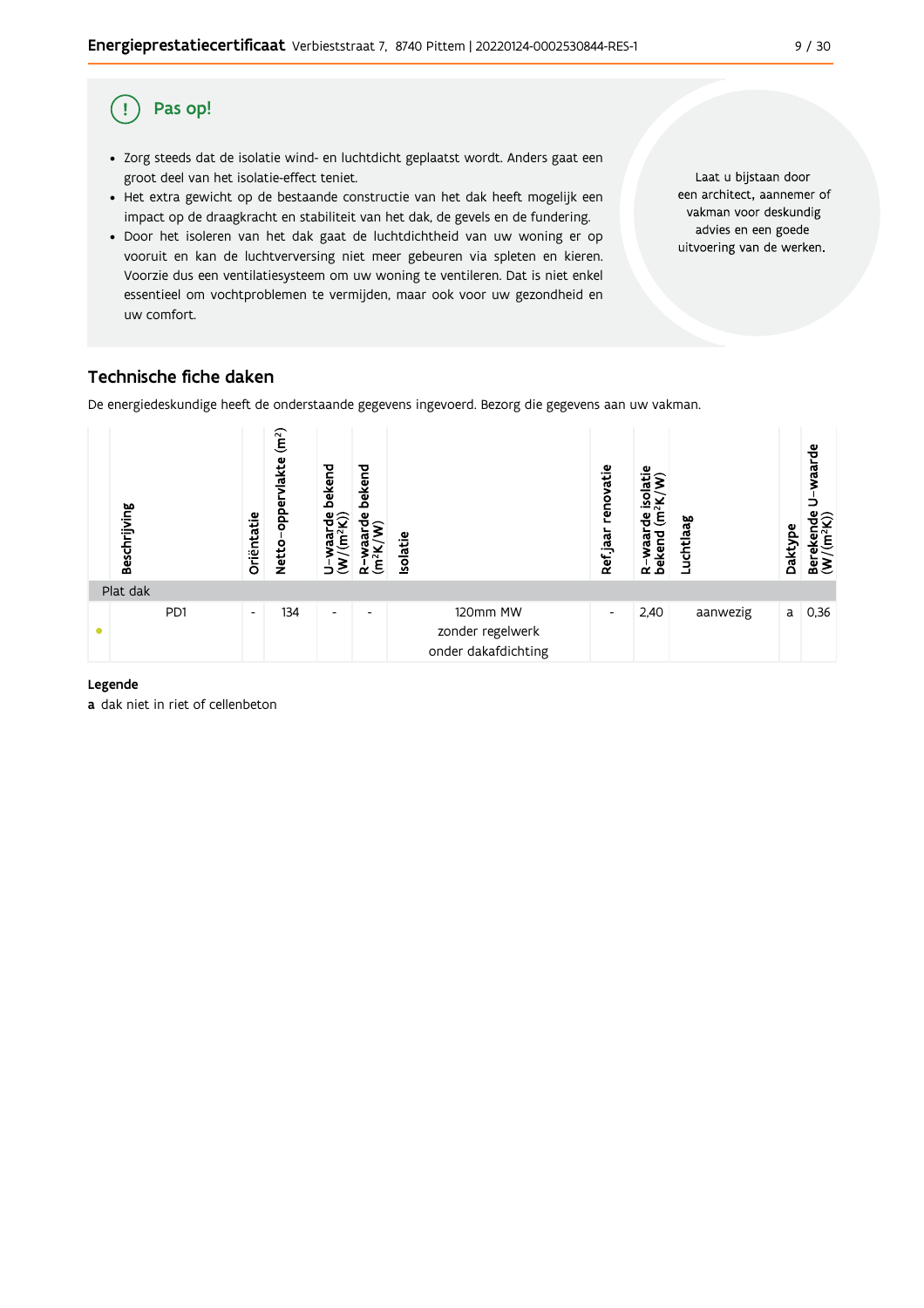## Pas op!

- Zorg steeds dat de isolatie wind- en luchtdicht geplaatst wordt. Anders gaat een groot deel van het isolatie-effect teniet.
- Het extra gewicht op de bestaande constructie van het dak heeft mogelijk een impact op de draagkracht en stabiliteit van het dak, de gevels en de fundering.
- Door het isoleren van het dak gaat de luchtdichtheid van uw woning er op vooruit en kan de luchtverversing niet meer gebeuren via spleten en kieren. Voorzie dus een ventilatiesysteem om uw woning te ventileren. Dat is niet enkel essentieel om vochtproblemen te vermijden, maar ook voor uw gezondheid en uw comfort.

Laat u bijstaan door een architect, aannemer of vakman voor deskundig advies en een goede uitvoering van de werken.

## Technische fiche daken

De energiedeskundige heeft de onderstaande gegevens ingevoerd. Bezorg die gegevens aan uw vakman.

| | Beschrijving | Oriëntatie | Netto-oppervlakte ($m^2$) | U-waarde bekend ($W/(m^2K)$) | R-waarde bekend ($m^2K/W$) | Isolatie | Ref.jaar renovatie | R-waarde isolatie bekend ($m^2K/W$) | Luchtlaag | Daktype | Berekende U-waarde ($W/(m^2K)$) |
|---|---|---|---|---|---|---|---|---|---|---|---|
| Plat dak | | | | | | | | | | | |
| • | PD1 | - | 134 | - | - | 120mm MW zonder regelwerk onder dakafdichting | - | 2,40 | aanwezig | a | 0,36 |

**Legende**

**a** dak niet in riet of cellenbeton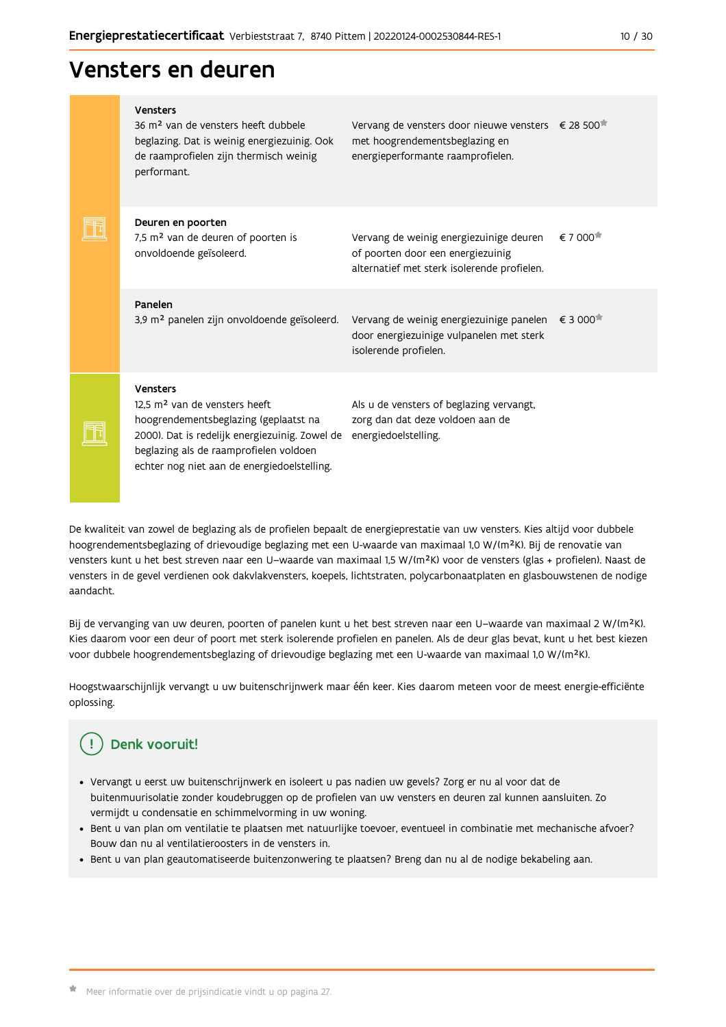# Vensters en deuren

| | | |
|---|---|---|
| **Vensters**<br>36 m² van de vensters heeft dubbele beglazing. Dat is weinig energiezuinig. Ook de raamprofielen zijn thermisch weinig performant. | Vervang de vensters door nieuwe vensters met hoogrendementsbeglazing en energieperformante raamprofielen. | € 28 500* |
| **Deuren en poorten**<br>7,5 m² van de deuren of poorten is onvoldoende geïsoleerd. | Vervang de weinig energiezuinige deuren of poorten door een energiezuinig alternatief met sterk isolerende profielen. | € 7 000* |
| **Panelen**<br>3,9 m² panelen zijn onvoldoende geïsoleerd. | Vervang de weinig energiezuinige panelen door energiezuinige vulpanelen met sterk isolerende profielen. | € 3 000* |
| **Vensters**<br>12,5 m² van de vensters heeft hoogrendementsbeglazing (geplaatst na 2000). Dat is redelijk energiezuinig. Zowel de beglazing als de raamprofielen voldoen echter nog niet aan de energiedoelstelling. | Als u de vensters of beglazing vervangt, zorg dan dat deze voldoen aan de energiedoelstelling. | |

De kwaliteit van zowel de beglazing als de profielen bepaalt de energieprestatie van uw vensters. Kies altijd voor dubbele hoogrendementsbeglazing of drievoudige beglazing met een U-waarde van maximaal 1,0 W/(m²K). Bij de renovatie van vensters kunt u het best streven naar een U–waarde van maximaal 1,5 W/(m²K) voor de vensters (glas + profielen). Naast de vensters in de gevel verdienen ook dakvlakvensters, koepels, lichtstraten, polycarbonaatplaten en glasbouwstenen de nodige aandacht.

Bij de vervanging van uw deuren, poorten of panelen kunt u het best streven naar een U–waarde van maximaal 2 W/(m²K). Kies daarom voor een deur of poort met sterk isolerende profielen en panelen. Als de deur glas bevat, kunt u het best kiezen voor dubbele hoogrendementsbeglazing of drievoudige beglazing met een U-waarde van maximaal 1,0 W/(m²K).

Hoogstwaarschijnlijk vervangt u uw buitenschrijnwerk maar één keer. Kies daarom meteen voor de meest energie-efficiënte oplossing.

## Denk vooruit!

- Vervangt u eerst uw buitenschrijnwerk en isoleert u pas nadien uw gevels? Zorg er nu al voor dat de buitenmuurisolatie zonder koudebruggen op de profielen van uw vensters en deuren zal kunnen aansluiten. Zo vermijdt u condensatie en schimmelvorming in uw woning.
- Bent u van plan om ventilatie te plaatsen met natuurlijke toevoer, eventueel in combinatie met mechanische afvoer? Bouw dan nu al ventilatieroosters in de vensters in.
- Bent u van plan geautomatiseerde buitenzonwering te plaatsen? Breng dan nu al de nodige bekabeling aan.

* Meer informatie over de prijsindicatie vindt u op pagina 27.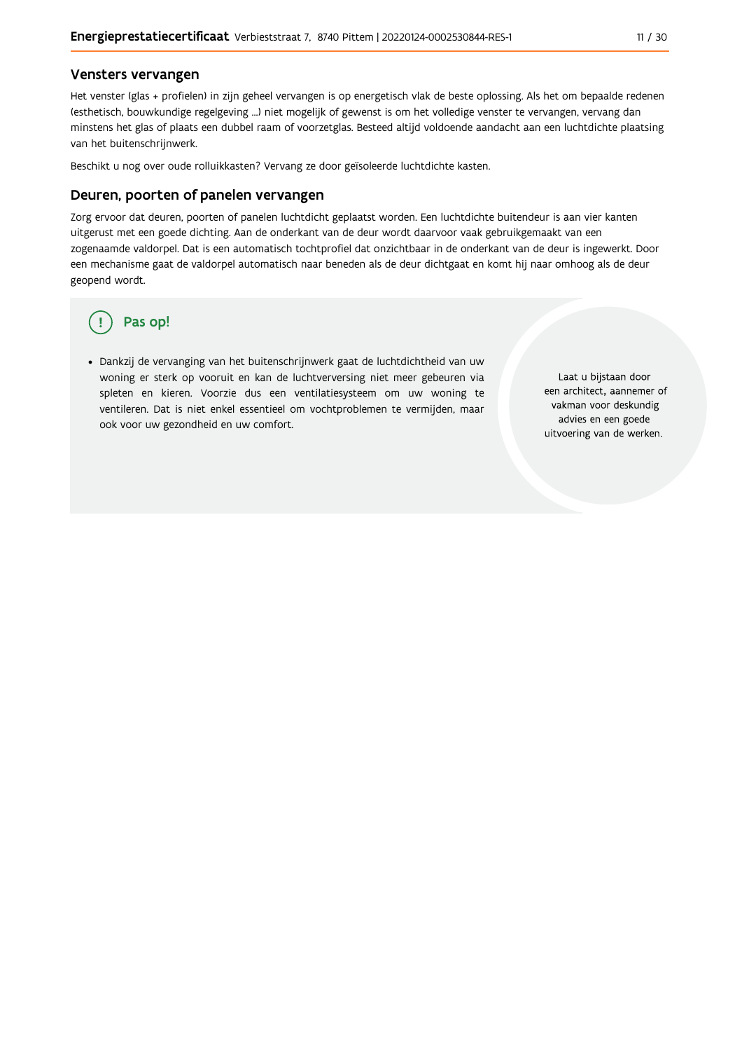## Vensters vervangen

Het venster (glas + profielen) in zijn geheel vervangen is op energetisch vlak de beste oplossing. Als het om bepaalde redenen (esthetisch, bouwkundige regelgeving ...) niet mogelijk of gewenst is om het volledige venster te vervangen, vervang dan minstens het glas of plaats een dubbel raam of voorzetglas. Besteed altijd voldoende aandacht aan een luchtdichte plaatsing van het buitenschrijnwerk.

Beschikt u nog over oude rolluikkasten? Vervang ze door geïsoleerde luchtdichte kasten.

## Deuren, poorten of panelen vervangen

Zorg ervoor dat deuren, poorten of panelen luchtdicht geplaatst worden. Een luchtdichte buitendeur is aan vier kanten uitgerust met een goede dichting. Aan de onderkant van de deur wordt daarvoor vaak gebruikgemaakt van een zogenaamde valdorpel. Dat is een automatisch tochtprofiel dat onzichtbaar in de onderkant van de deur is ingewerkt. Door een mechanisme gaat de valdorpel automatisch naar beneden als de deur dichtgaat en komt hij naar omhoog als de deur geopend wordt.

### Pas op!

- Dankzij de vervanging van het buitenschrijnwerk gaat de luchtdichtheid van uw woning er sterk op vooruit en kan de luchtverversing niet meer gebeuren via spleten en kieren. Voorzie dus een ventilatiesysteem om uw woning te ventileren. Dat is niet enkel essentieel om vochtproblemen te vermijden, maar ook voor uw gezondheid en uw comfort.

Laat u bijstaan door een architect, aannemer of vakman voor deskundig advies en een goede uitvoering van de werken.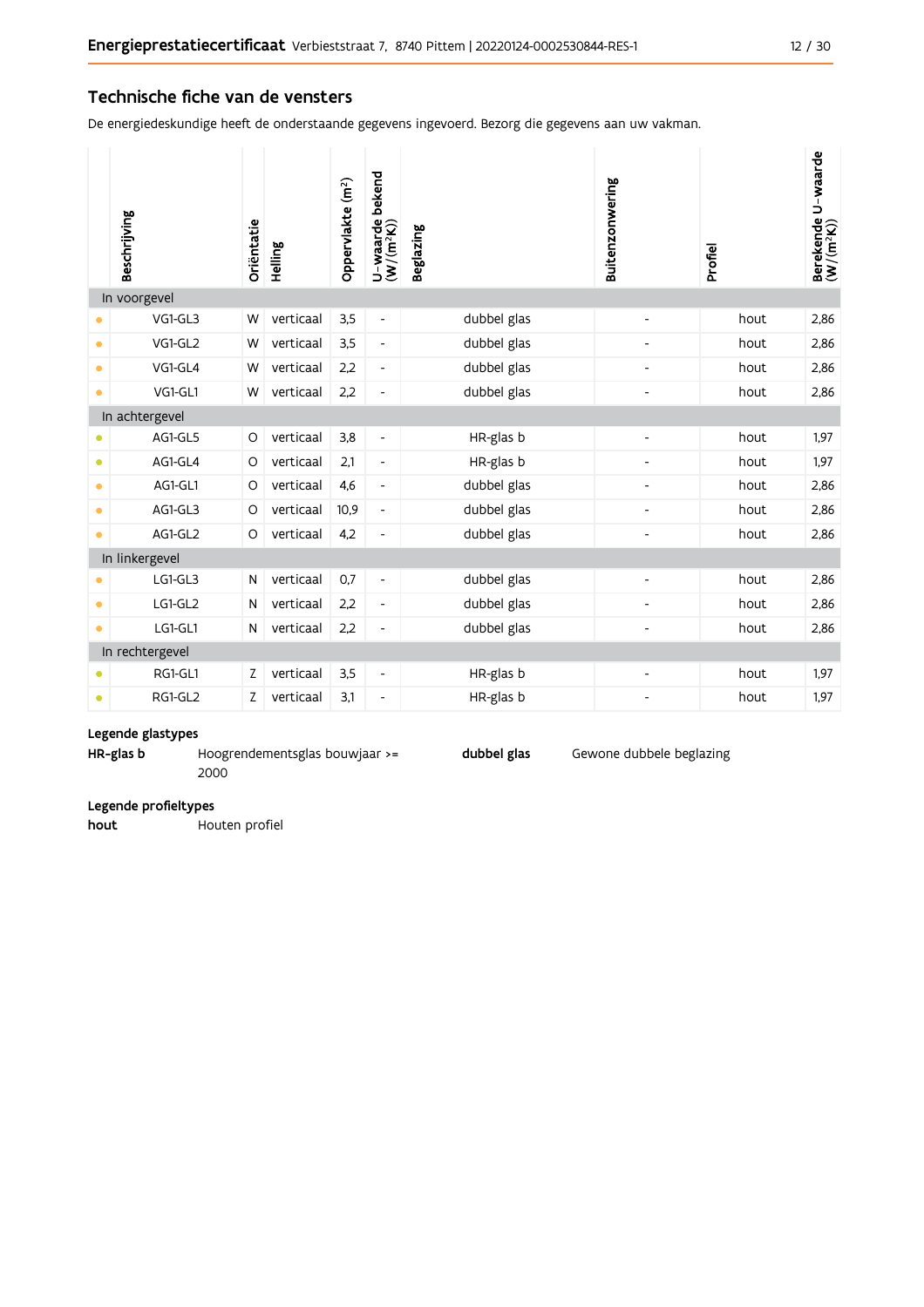## Technische fiche van de vensters

De energiedeskundige heeft de onderstaande gegevens ingevoerd. Bezorg die gegevens aan uw vakman.

| | Beschrijving | Oriëntatie | Helling | Oppervlakte (m²) | U-waarde bekend (W/(m²K)) | Beglazing | Buitenzonwering | Profiel | Berekende U-waarde (W/(m²K)) |
|---|---|---|---|---|---|---|---|---|---|
| In voorgevel | | | | | | | | | |
| • | VG1-GL3 | W | verticaal | 3,5 | - | dubbel glas | - | hout | 2,86 |
| • | VG1-GL2 | W | verticaal | 3,5 | - | dubbel glas | - | hout | 2,86 |
| • | VG1-GL4 | W | verticaal | 2,2 | - | dubbel glas | - | hout | 2,86 |
| • | VG1-GL1 | W | verticaal | 2,2 | - | dubbel glas | - | hout | 2,86 |
| In achtergevel | | | | | | | | | |
| • | AG1-GL5 | O | verticaal | 3,8 | - | HR-glas b | - | hout | 1,97 |
| • | AG1-GL4 | O | verticaal | 2,1 | - | HR-glas b | - | hout | 1,97 |
| • | AG1-GL1 | O | verticaal | 4,6 | - | dubbel glas | - | hout | 2,86 |
| • | AG1-GL3 | O | verticaal | 10,9 | - | dubbel glas | - | hout | 2,86 |
| • | AG1-GL2 | O | verticaal | 4,2 | - | dubbel glas | - | hout | 2,86 |
| In linkergevel | | | | | | | | | |
| • | LG1-GL3 | N | verticaal | 0,7 | - | dubbel glas | - | hout | 2,86 |
| • | LG1-GL2 | N | verticaal | 2,2 | - | dubbel glas | - | hout | 2,86 |
| • | LG1-GL1 | N | verticaal | 2,2 | - | dubbel glas | - | hout | 2,86 |
| In rechtergevel | | | | | | | | | |
| • | RG1-GL1 | Z | verticaal | 3,5 | - | HR-glas b | - | hout | 1,97 |
| • | RG1-GL2 | Z | verticaal | 3,1 | - | HR-glas b | - | hout | 1,97 |

**Legende glastypes**

**HR-glas b** Hoogrendementsglas bouwjaar >= 2000

**dubbel glas** Gewone dubbele beglazing

**Legende profieltypes**

**hout** Houten profiel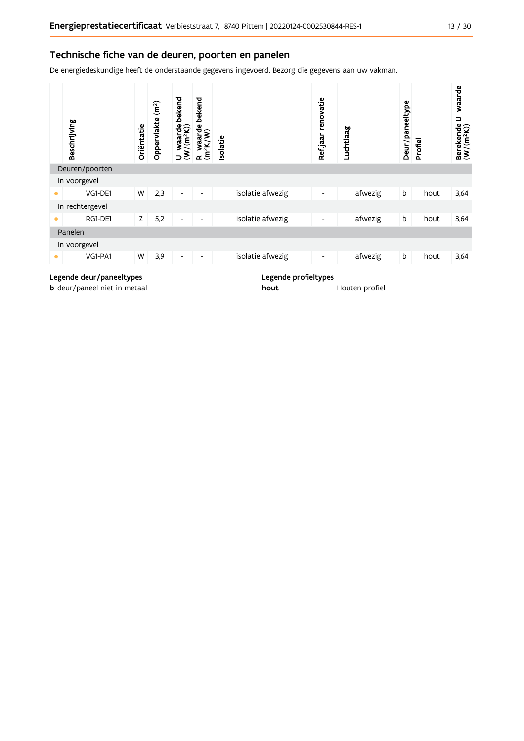## Technische fiche van de deuren, poorten en panelen

De energiedeskundige heeft de onderstaande gegevens ingevoerd. Bezorg die gegevens aan uw vakman.

| | Beschrijving | Oriëntatie | Oppervlakte (m²) | U-waarde bekend (W/(m²K)) | R-waarde bekend (m²K/W) | Isolatie | Ref.jaar renovatie | Luchtlaag | Deur/paneeltype | Profiel | Berekende U-waarde (W/(m²K)) |
|---|---|---|---|---|---|---|---|---|---|---|---|
| Deuren/poorten | | | | | | | | | | | |
| In voorgevel | | | | | | | | | | | |
| • | VG1-DE1 | W | 2,3 | - | - | isolatie afwezig | - | afwezig | b | hout | 3,64 |
| In rechtergevel | | | | | | | | | | | |
| • | RG1-DE1 | Z | 5,2 | - | - | isolatie afwezig | - | afwezig | b | hout | 3,64 |
| Panelen | | | | | | | | | | | |
| In voorgevel | | | | | | | | | | | |
| • | VG1-PA1 | W | 3,9 | - | - | isolatie afwezig | - | afwezig | b | hout | 3,64 |

**Legende deur/paneeltypes**

**b** deur/paneel niet in metaal

**Legende profieltypes**

**hout** Houten profiel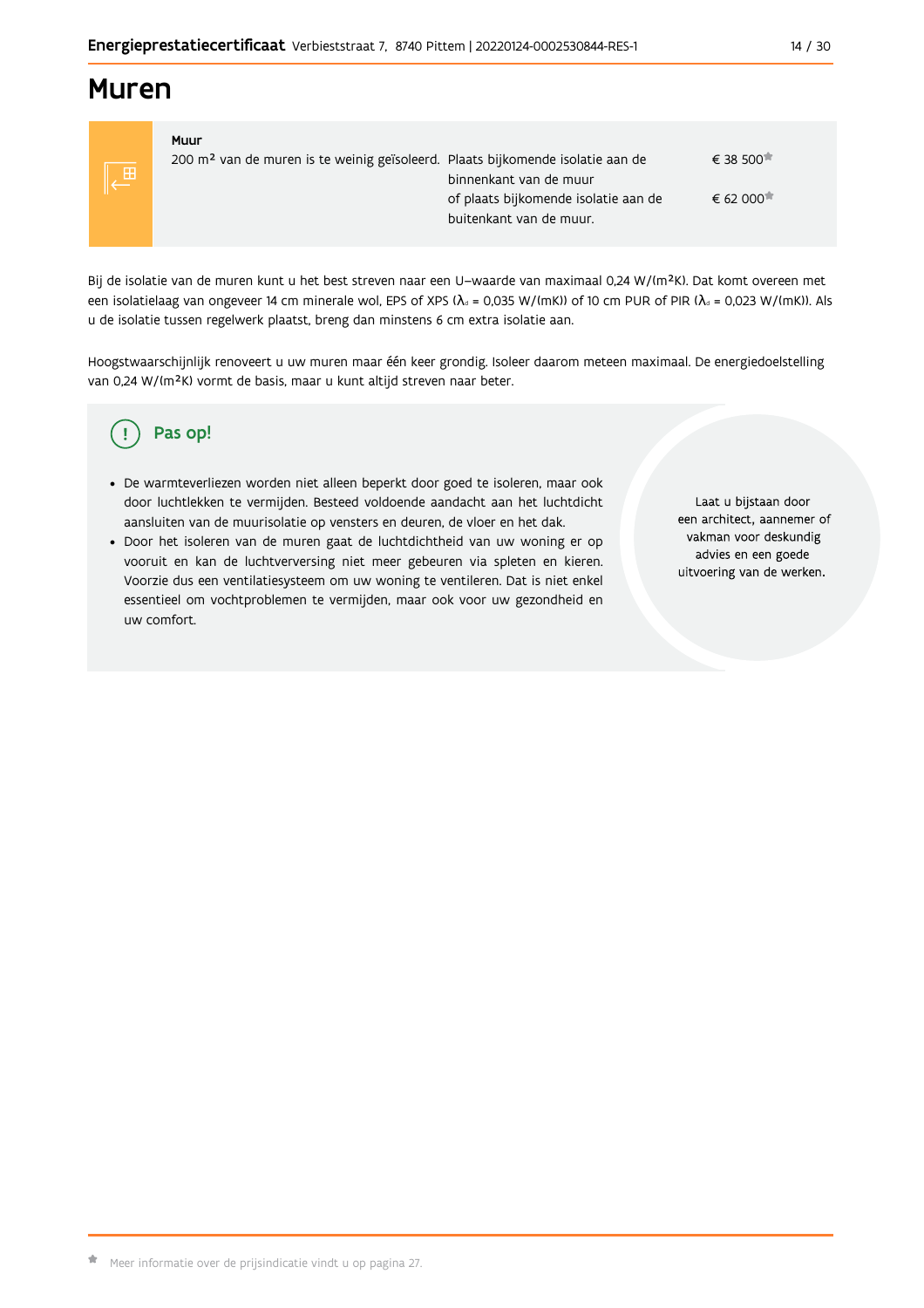# Muren

| | | |
|---|---|---|
| **Muur** | | |
| 200 m² van de muren is te weinig geïsoleerd. | Plaats bijkomende isolatie aan de binnenkant van de muur | € 38 500* |
| | of plaats bijkomende isolatie aan de buitenkant van de muur. | € 62 000* |

Bij de isolatie van de muren kunt u het best streven naar een U-waarde van maximaal 0,24 W/(m²K). Dat komt overeen met een isolatielaag van ongeveer 14 cm minerale wol, EPS of XPS ($\lambda_d$ = 0,035 W/(mK)) of 10 cm PUR of PIR ($\lambda_d$ = 0,023 W/(mK)). Als u de isolatie tussen regelwerk plaatst, breng dan minstens 6 cm extra isolatie aan.

Hoogstwaarschijnlijk renoveert u uw muren maar één keer grondig. Isoleer daarom meteen maximaal. De energiedoelstelling van 0,24 W/(m²K) vormt de basis, maar u kunt altijd streven naar beter.

## Pas op!

- De warmteverliezen worden niet alleen beperkt door goed te isoleren, maar ook door luchtlekken te vermijden. Besteed voldoende aandacht aan het luchtdicht aansluiten van de muurisolatie op vensters en deuren, de vloer en het dak.
- Door het isoleren van de muren gaat de luchtdichtheid van uw woning er op vooruit en kan de luchtverversing niet meer gebeuren via spleten en kieren. Voorzie dus een ventilatiesysteem om uw woning te ventileren. Dat is niet enkel essentieel om vochtproblemen te vermijden, maar ook voor uw gezondheid en uw comfort.

Laat u bijstaan door een architect, aannemer of vakman voor deskundig advies en een goede uitvoering van de werken.

* Meer informatie over de prijsindicatie vindt u op pagina 27.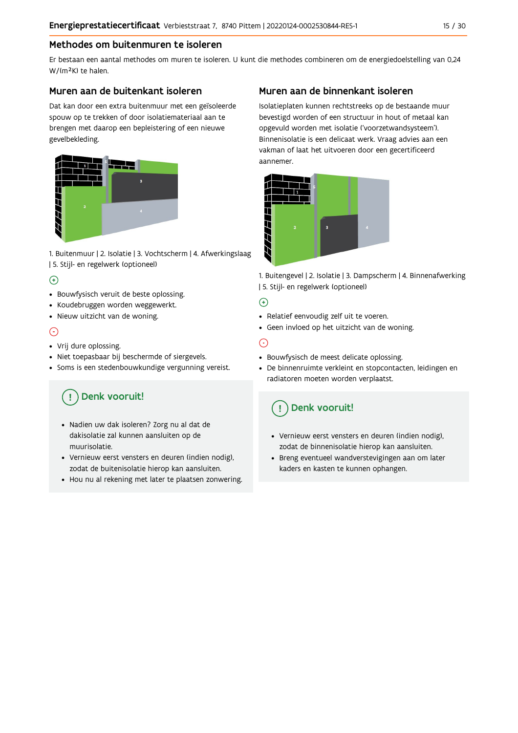## Methodes om buitenmuren te isoleren

Er bestaan een aantal methodes om muren te isoleren. U kunt die methodes combineren om de energiedoelstelling van 0,24 W/(m²K) te halen.

### Muren aan de buitenkant isoleren

Dat kan door een extra buitenmuur met een geïsoleerde spouw op te trekken of door isolatiemateriaal aan te brengen met daarop een bepleistering of een nieuwe gevelbekleding.

1. Buitenmuur | 2. Isolatie | 3. Vochtscherm | 4. Afwerkingslaag | 5. Stijl- en regelwerk (optioneel)

⊕

- Bouwfysisch veruit de beste oplossing.
- Koudebruggen worden weggewerkt.
- Nieuw uitzicht van de woning.

⊖

- Vrij dure oplossing.
- Niet toepasbaar bij beschermde of siergevels.
- Soms is een stedenbouwkundige vergunning vereist.

**Denk vooruit!**

- Nadien uw dak isoleren? Zorg nu al dat de dakisolatie zal kunnen aansluiten op de muurisolatie.
- Vernieuw eerst vensters en deuren (indien nodig), zodat de buitenisolatie hierop kan aansluiten.
- Hou nu al rekening met later te plaatsen zonwering.

### Muren aan de binnenkant isoleren

Isolatieplaten kunnen rechtstreeks op de bestaande muur bevestigd worden of een structuur in hout of metaal kan opgevuld worden met isolatie ('voorzetwandsysteem'). Binnenisolatie is een delicaat werk. Vraag advies aan een vakman of laat het uitvoeren door een gecertificeerd aannemer.

1. Buitengevel | 2. Isolatie | 3. Dampscherm | 4. Binnenafwerking | 5. Stijl- en regelwerk (optioneel)

⊕

- Relatief eenvoudig zelf uit te voeren.
- Geen invloed op het uitzicht van de woning.

⊖

- Bouwfysisch de meest delicate oplossing.
- De binnenruimte verkleint en stopcontacten, leidingen en radiatoren moeten worden verplaatst.

**Denk vooruit!**

- Vernieuw eerst vensters en deuren (indien nodig), zodat de binnenisolatie hierop kan aansluiten.
- Breng eventueel wandverstevigingen aan om later kaders en kasten te kunnen ophangen.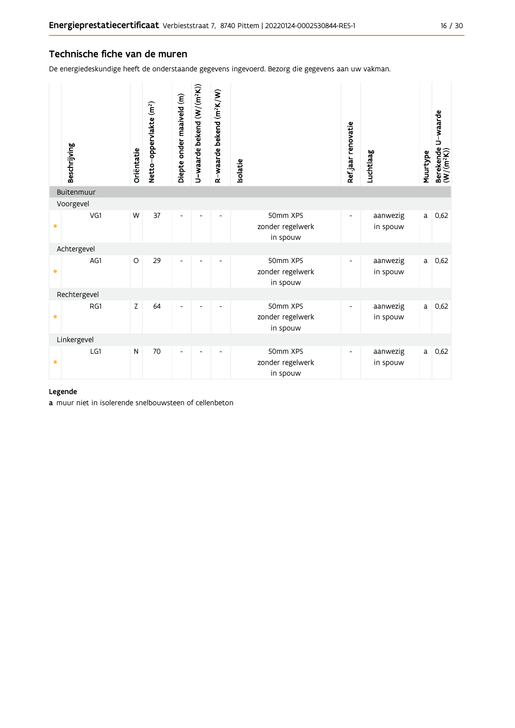## Technische fiche van de muren

De energiedeskundige heeft de onderstaande gegevens ingevoerd. Bezorg die gegevens aan uw vakman.

| | Beschrijving | Oriëntatie | Netto-oppervlakte (m²) | Diepte onder maaiveld (m) | U-waarde bekend (W/(m²K)) | R-waarde bekend (m²K/W) | Isolatie | Ref.jaar renovatie | Luchtlaag | Muurtype | Berekende U-waarde (W/(m²K)) |
|---|---|---|---|---|---|---|---|---|---|---|---|
| Buitenmuur | | | | | | | | | | | |
| Voorgevel | | | | | | | | | | | |
| • | VG1 | W | 37 | - | - | - | 50mm XPS zonder regelwerk in spouw | - | aanwezig in spouw | a | 0,62 |
| Achtergevel | | | | | | | | | | | |
| • | AG1 | O | 29 | - | - | - | 50mm XPS zonder regelwerk in spouw | - | aanwezig in spouw | a | 0,62 |
| Rechtergevel | | | | | | | | | | | |
| • | RG1 | Z | 64 | - | - | - | 50mm XPS zonder regelwerk in spouw | - | aanwezig in spouw | a | 0,62 |
| Linkergevel | | | | | | | | | | | |
| • | LG1 | N | 70 | - | - | - | 50mm XPS zonder regelwerk in spouw | - | aanwezig in spouw | a | 0,62 |

**Legende**

**a** muur niet in isolerende snelbouwsteen of cellenbeton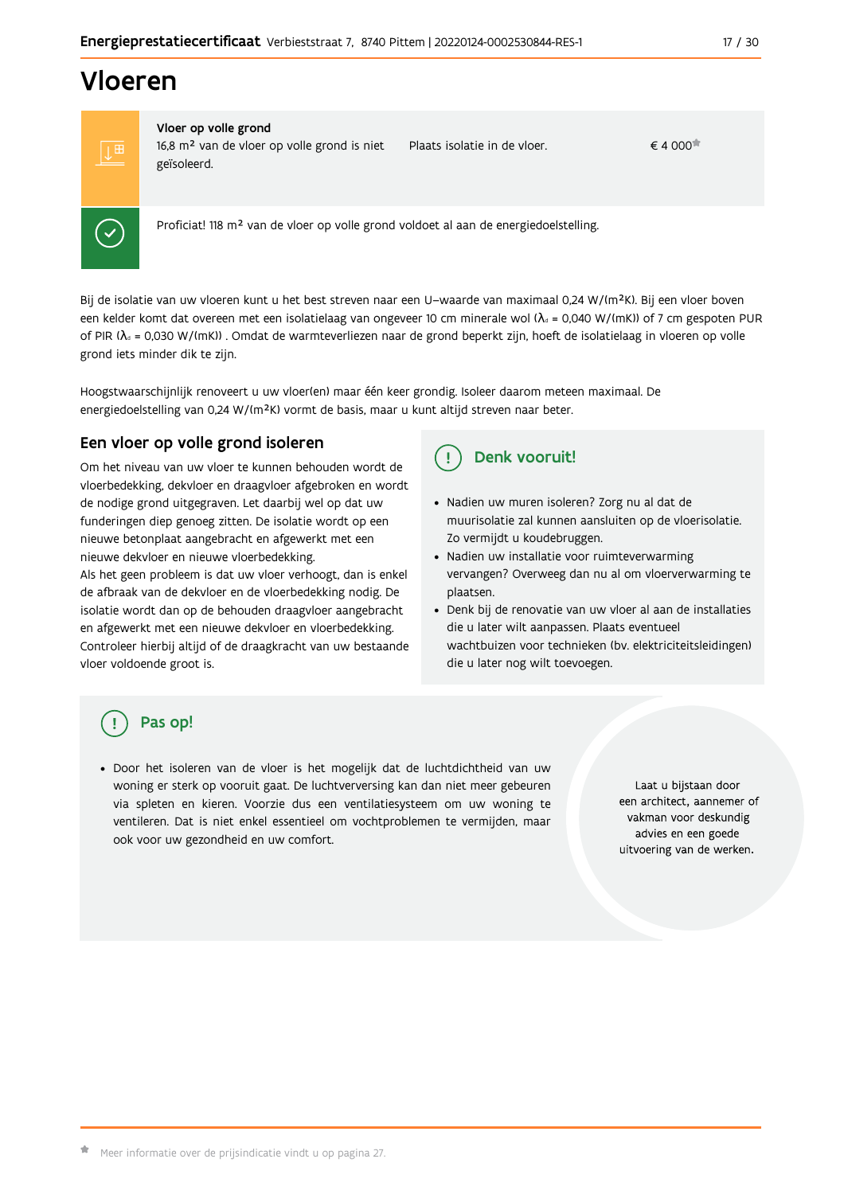# Vloeren

| | | | |
|---|---|---|---|
| | **Vloer op volle grond**<br>16,8 m² van de vloer op volle grond is niet geïsoleerd. | Plaats isolatie in de vloer. | € 4 000* |
| | Proficiat! 118 m² van de vloer op volle grond voldoet al aan de energiedoelstelling. | | |

Bij de isolatie van uw vloeren kunt u het best streven naar een U–waarde van maximaal 0,24 W/(m²K). Bij een vloer boven een kelder komt dat overeen met een isolatielaag van ongeveer 10 cm minerale wol ($\lambda_d$ = 0,040 W/(mK)) of 7 cm gespoten PUR of PIR ($\lambda_d$ = 0,030 W/(mK)) . Omdat de warmteverliezen naar de grond beperkt zijn, hoeft de isolatielaag in vloeren op volle grond iets minder dik te zijn.

Hoogstwaarschijnlijk renoveert u uw vloer(en) maar één keer grondig. Isoleer daarom meteen maximaal. De energiedoelstelling van 0,24 W/(m²K) vormt de basis, maar u kunt altijd streven naar beter.

## Een vloer op volle grond isoleren

Om het niveau van uw vloer te kunnen behouden wordt de vloerbedekking, dekvloer en draagvloer afgebroken en wordt de nodige grond uitgegraven. Let daarbij wel op dat uw funderingen diep genoeg zitten. De isolatie wordt op een nieuwe betonplaat aangebracht en afgewerkt met een nieuwe dekvloer en nieuwe vloerbedekking.
Als het geen probleem is dat uw vloer verhoogt, dan is enkel de afbraak van de dekvloer en de vloerbedekking nodig. De isolatie wordt dan op de behouden draagvloer aangebracht en afgewerkt met een nieuwe dekvloer en vloerbedekking. Controleer hierbij altijd of de draagkracht van uw bestaande vloer voldoende groot is.

## Denk vooruit!

- Nadien uw muren isoleren? Zorg nu al dat de muurisolatie zal kunnen aansluiten op de vloerisolatie. Zo vermijdt u koudebruggen.
- Nadien uw installatie voor ruimteverwarming vervangen? Overweeg dan nu al om vloerverwarming te plaatsen.
- Denk bij de renovatie van uw vloer al aan de installaties die u later wilt aanpassen. Plaats eventueel wachtbuizen voor technieken (bv. elektriciteitsleidingen) die u later nog wilt toevoegen.

## Pas op!

- Door het isoleren van de vloer is het mogelijk dat de luchtdichtheid van uw woning er sterk op vooruit gaat. De luchtverversing kan dan niet meer gebeuren via spleten en kieren. Voorzie dus een ventilatiesysteem om uw woning te ventileren. Dat is niet enkel essentieel om vochtproblemen te vermijden, maar ook voor uw gezondheid en uw comfort.

Laat u bijstaan door een architect, aannemer of vakman voor deskundig advies en een goede uitvoering van de werken.

* Meer informatie over de prijsindicatie vindt u op pagina 27.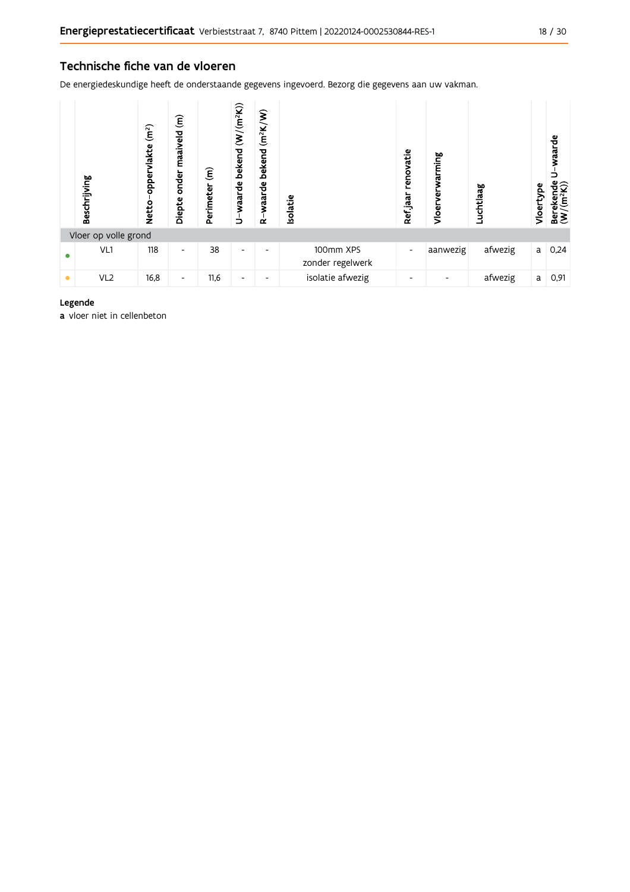## Technische fiche van de vloeren

De energiedeskundige heeft de onderstaande gegevens ingevoerd. Bezorg die gegevens aan uw vakman.

| | Beschrijving | Netto-oppervlakte ($m^2$) | Diepte onder maaiveld (m) | Perimeter (m) | U-waarde bekend ($W/(m^2K)$) | R-waarde bekend ($m^2K/W$) | Isolatie | Ref.jaar renovatie | Vloerverwarming | Luchtlaag | Vloertype | Berekende U-waarde ($W/(m^2K)$) |
|---|---|---|---|---|---|---|---|---|---|---|---|---|
| Vloer op volle grond | | | | | | | | | | | | |
| • | VL1 | 118 | - | 38 | - | - | 100mm XPS zonder regelwerk | - | aanwezig | afwezig | a | 0,24 |
| • | VL2 | 16,8 | - | 11,6 | - | - | isolatie afwezig | - | - | afwezig | a | 0,91 |

**Legende**

**a** vloer niet in cellenbeton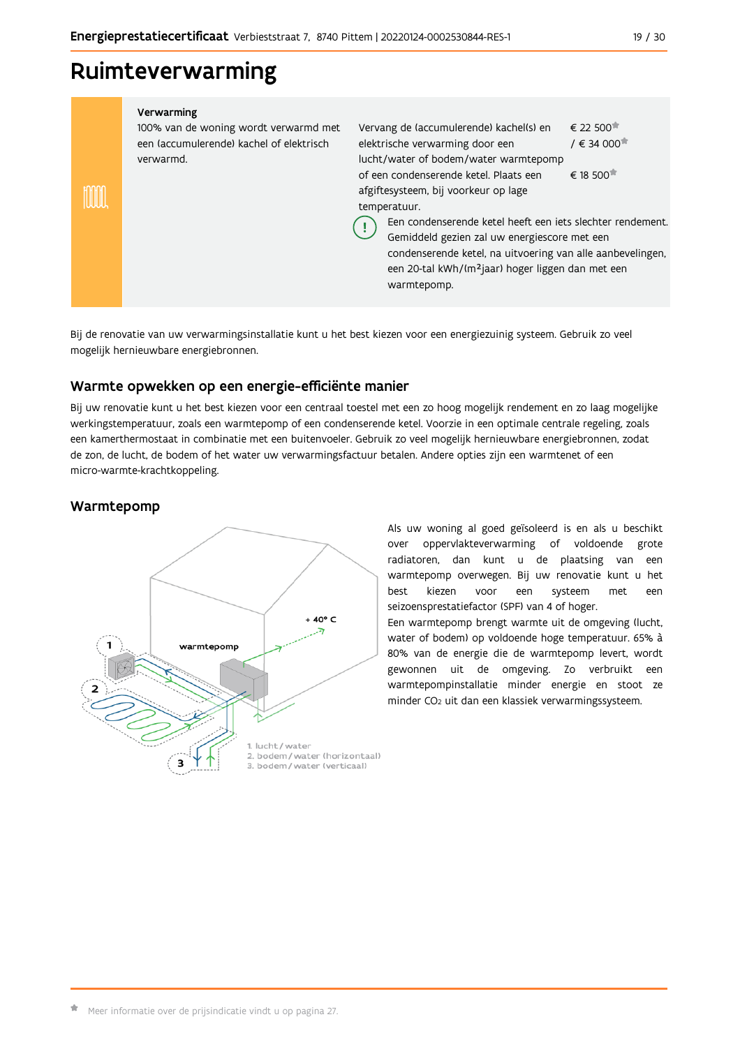# Ruimteverwarming

| | | |
|---|---|---|
| **Verwarming**<br>100% van de woning wordt verwarmd met een (accumulerende) kachel of elektrisch verwarmd. | Vervang de (accumulerende) kachel(s) en elektrische verwarming door een lucht/water of bodem/water warmtepomp of een condenserende ketel. Plaats een afgiftesysteem, bij voorkeur op lage temperatuur. | € 22 500* / € 34 000*<br><br>€ 18 500* |
| | ! Een condenserende ketel heeft een iets slechter rendement. Gemiddeld gezien zal uw energiescore met een condenserende ketel, na uitvoering van alle aanbevelingen, een 20-tal kWh/(m²jaar) hoger liggen dan met een warmtepomp. | |

Bij de renovatie van uw verwarmingsinstallatie kunt u het best kiezen voor een energiezuinig systeem. Gebruik zo veel mogelijk hernieuwbare energiebronnen.

## Warmte opwekken op een energie-efficiënte manier

Bij uw renovatie kunt u het best kiezen voor een centraal toestel met een zo hoog mogelijk rendement en zo laag mogelijke werkingstemperatuur, zoals een warmtepomp of een condenserende ketel. Voorzie in een optimale centrale regeling, zoals een kamerthermostaat in combinatie met een buitenvoeler. Gebruik zo veel mogelijk hernieuwbare energiebronnen, zodat de zon, de lucht, de bodem of het water uw verwarmingsfactuur betalen. Andere opties zijn een warmtenet of een micro-warmte-krachtkoppeling.

## Warmtepomp

+ 40° C
warmtepomp
1
2
3
1. lucht / water
2. bodem / water (horizontaal)
3. bodem / water (verticaal)

Als uw woning al goed geïsoleerd is en als u beschikt over oppervlakteverwarming of voldoende grote radiatoren, dan kunt u de plaatsing van een warmtepomp overwegen. Bij uw renovatie kunt u het best kiezen voor een systeem met een seizoensprestatiefactor (SPF) van 4 of hoger.

Een warmtepomp brengt warmte uit de omgeving (lucht, water of bodem) op voldoende hoge temperatuur. 65% à 80% van de energie die de warmtepomp levert, wordt gewonnen uit de omgeving. Zo verbruikt een warmtepompinstallatie minder energie en stoot ze minder $CO_2$ uit dan een klassiek verwarmingssysteem.

\* Meer informatie over de prijsindicatie vindt u op pagina 27.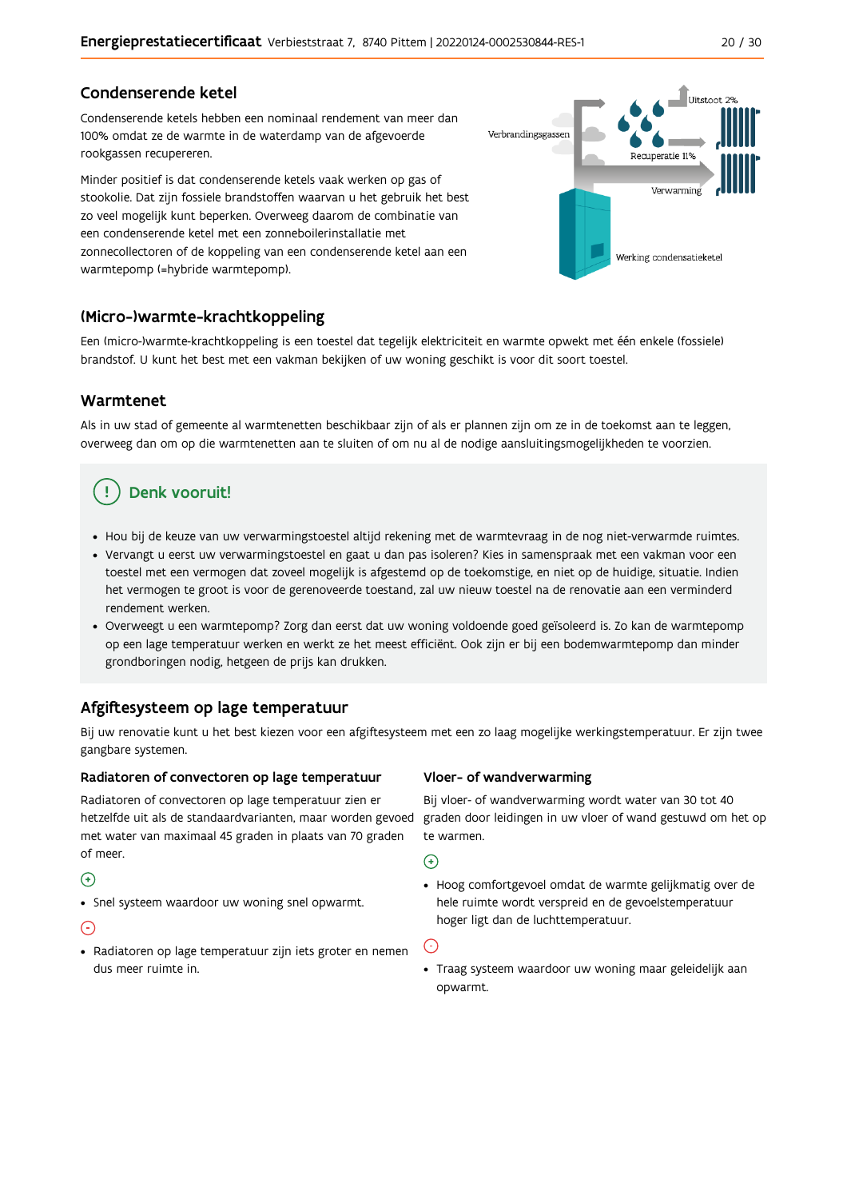## Condenserende ketel

Condenserende ketels hebben een nominaal rendement van meer dan 100% omdat ze de warmte in de waterdamp van de afgevoerde rookgassen recupereren.

Minder positief is dat condenserende ketels vaak werken op gas of stookolie. Dat zijn fossiele brandstoffen waarvan u het gebruik het best zo veel mogelijk kunt beperken. Overweeg daarom de combinatie van een condenserende ketel met een zonneboilerinstallatie met zonnecollectoren of de koppeling van een condenserende ketel aan een warmtepomp (=hybride warmtepomp).

Verbrandingsgassen
Uitstoot 2%
Recuperatie 11%
Verwarming
Werking condensatieketel

## (Micro-)warmte-krachtkoppeling

Een (micro-)warmte-krachtkoppeling is een toestel dat tegelijk elektriciteit en warmte opwekt met één enkele (fossiele) brandstof. U kunt het best met een vakman bekijken of uw woning geschikt is voor dit soort toestel.

## Warmtenet

Als in uw stad of gemeente al warmtenetten beschikbaar zijn of als er plannen zijn om ze in de toekomst aan te leggen, overweeg dan om op die warmtenetten aan te sluiten of om nu al de nodige aansluitingsmogelijkheden te voorzien.

### Denk vooruit!

- Hou bij de keuze van uw verwarmingstoestel altijd rekening met de warmtevraag in de nog niet-verwarmde ruimtes.
- Vervangt u eerst uw verwarmingstoestel en gaat u dan pas isoleren? Kies in samenspraak met een vakman voor een toestel met een vermogen dat zoveel mogelijk is afgestemd op de toekomstige, en niet op de huidige, situatie. Indien het vermogen te groot is voor de gerenoveerde toestand, zal uw nieuw toestel na de renovatie aan een verminderd rendement werken.
- Overweegt u een warmtepomp? Zorg dan eerst dat uw woning voldoende goed geïsoleerd is. Zo kan de warmtepomp op een lage temperatuur werken en werkt ze het meest efficiënt. Ook zijn er bij een bodemwarmtepomp dan minder grondboringen nodig, hetgeen de prijs kan drukken.

## Afgiftesysteem op lage temperatuur

Bij uw renovatie kunt u het best kiezen voor een afgiftesysteem met een zo laag mogelijke werkingstemperatuur. Er zijn twee gangbare systemen.

### Radiatoren of convectoren op lage temperatuur

Radiatoren of convectoren op lage temperatuur zien er hetzelfde uit als de standaardvarianten, maar worden gevoed met water van maximaal 45 graden in plaats van 70 graden of meer.

(+)

- Snel systeem waardoor uw woning snel opwarmt.

(-)

- Radiatoren op lage temperatuur zijn iets groter en nemen dus meer ruimte in.

### Vloer- of wandverwarming

Bij vloer- of wandverwarming wordt water van 30 tot 40 graden door leidingen in uw vloer of wand gestuwd om het op te warmen.

(+)

- Hoog comfortgevoel omdat de warmte gelijkmatig over de hele ruimte wordt verspreid en de gevoelstemperatuur hoger ligt dan de luchttemperatuur.

(-)

- Traag systeem waardoor uw woning maar geleidelijk aan opwarmt.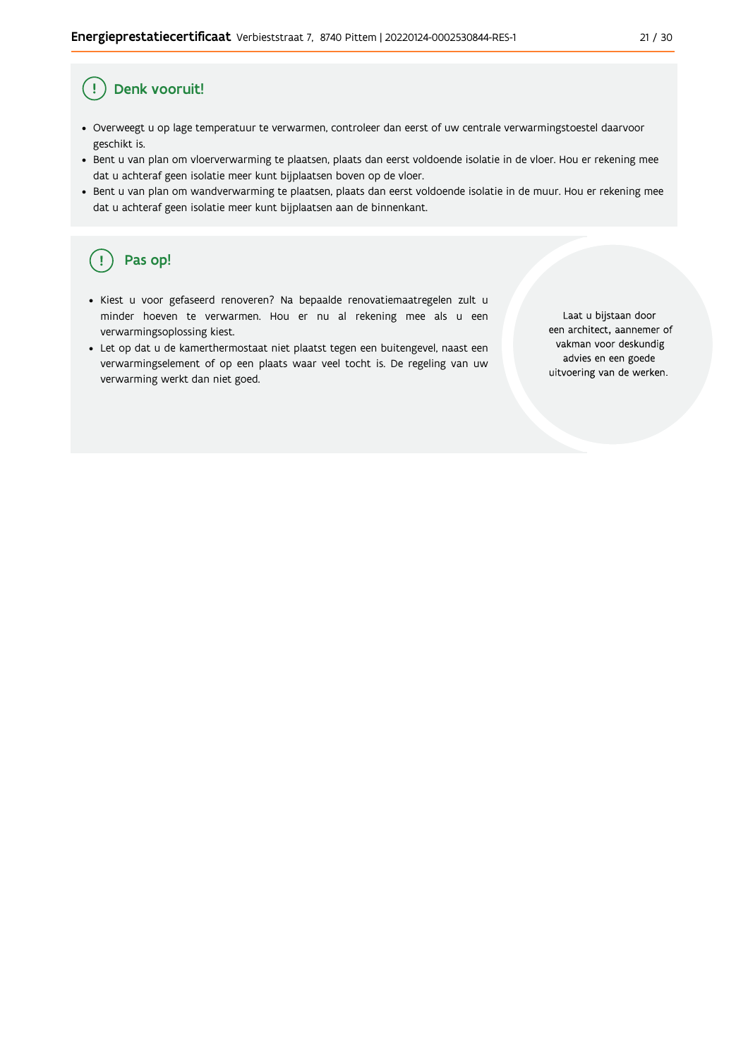## Denk vooruit!

- Overweegt u op lage temperatuur te verwarmen, controleer dan eerst of uw centrale verwarmingstoestel daarvoor geschikt is.
- Bent u van plan om vloerverwarming te plaatsen, plaats dan eerst voldoende isolatie in de vloer. Hou er rekening mee dat u achteraf geen isolatie meer kunt bijplaatsen boven op de vloer.
- Bent u van plan om wandverwarming te plaatsen, plaats dan eerst voldoende isolatie in de muur. Hou er rekening mee dat u achteraf geen isolatie meer kunt bijplaatsen aan de binnenkant.

## Pas op!

- Kiest u voor gefaseerd renoveren? Na bepaalde renovatiemaatregelen zult u minder hoeven te verwarmen. Hou er nu al rekening mee als u een verwarmingsoplossing kiest.
- Let op dat u de kamerthermostaat niet plaatst tegen een buitengevel, naast een verwarmingselement of op een plaats waar veel tocht is. De regeling van uw verwarming werkt dan niet goed.

Laat u bijstaan door een architect, aannemer of vakman voor deskundig advies en een goede uitvoering van de werken.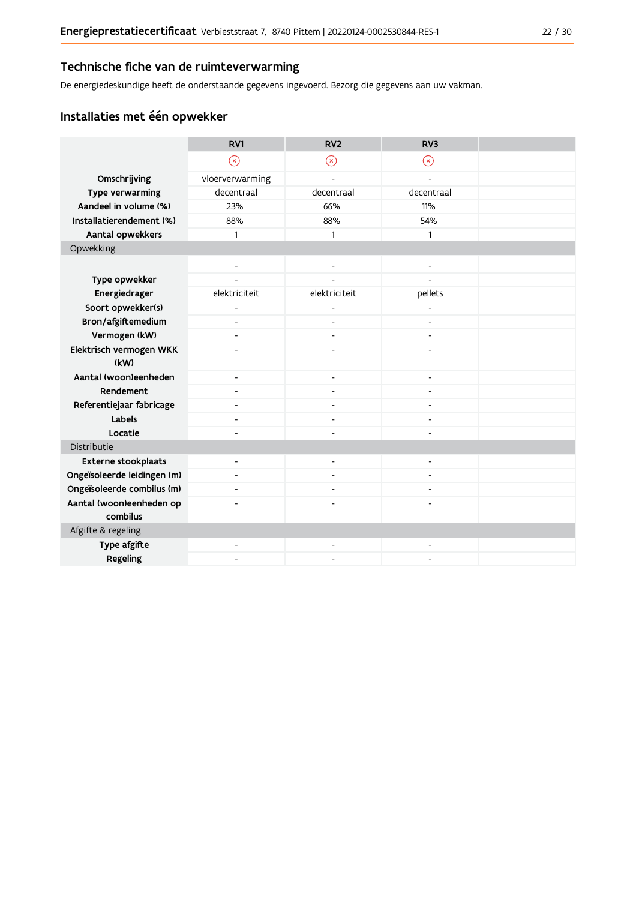## Technische fiche van de ruimteverwarming

De energiedeskundige heeft de onderstaande gegevens ingevoerd. Bezorg die gegevens aan uw vakman.

### Installaties met één opwekker

| | RV1 | RV2 | RV3 | |
|---|---|---|---|---|
| | ⊗ | ⊗ | ⊗ | |
| **Omschrijving** | vloerverwarming | - | - | |
| **Type verwarming** | decentraal | decentraal | decentraal | |
| **Aandeel in volume (%)** | 23% | 66% | 11% | |
| **Installatierendement (%)** | 88% | 88% | 54% | |
| **Aantal opwekkers** | 1 | 1 | 1 | |
| Opwekking | | | | |
| | - | - | - | |
| **Type opwekker** | - | - | - | |
| **Energiedrager** | elektriciteit | elektriciteit | pellets | |
| **Soort opwekker(s)** | - | - | - | |
| **Bron/afgiftemedium** | - | - | - | |
| **Vermogen (kW)** | - | - | - | |
| **Elektrisch vermogen WKK (kW)** | - | - | - | |
| **Aantal (woon)eenheden** | - | - | - | |
| **Rendement** | - | - | - | |
| **Referentiejaar fabricage** | - | - | - | |
| **Labels** | - | - | - | |
| **Locatie** | - | - | - | |
| Distributie | | | | |
| **Externe stookplaats** | - | - | - | |
| **Ongeïsoleerde leidingen (m)** | - | - | - | |
| **Ongeïsoleerde combilus (m)** | - | - | - | |
| **Aantal (woon)eenheden op combilus** | - | - | - | |
| Afgifte & regeling | | | | |
| **Type afgifte** | - | - | - | |
| **Regeling** | - | - | - | |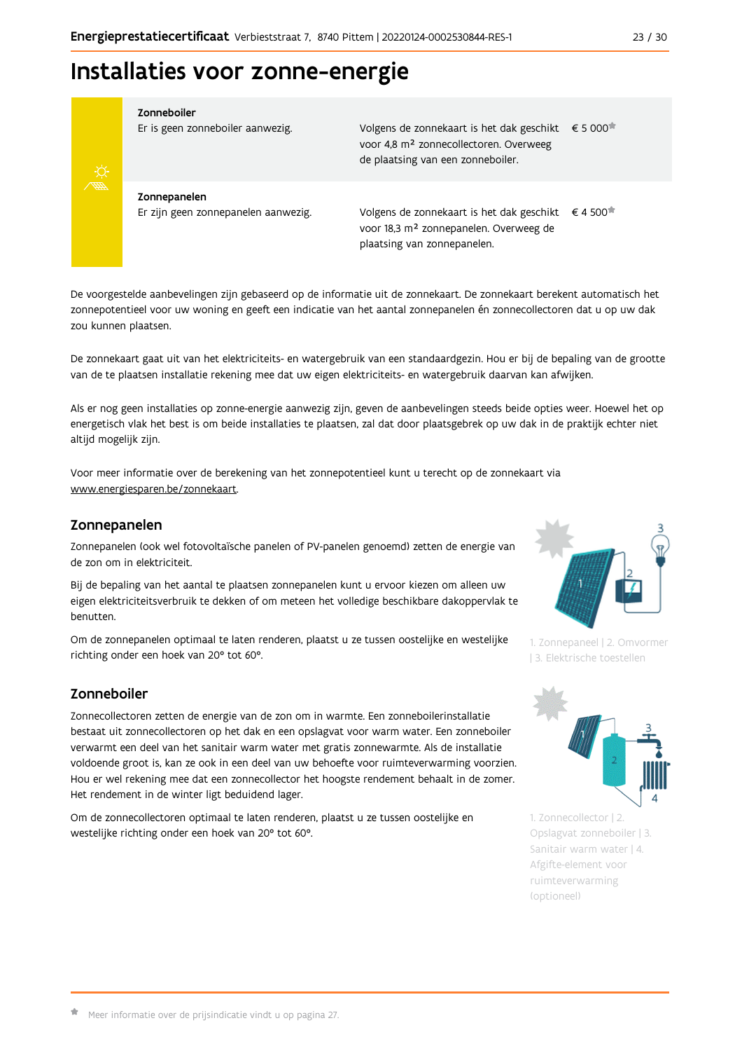# Installaties voor zonne-energie

| | | |
|---|---|---|
| **Zonneboiler**<br>Er is geen zonneboiler aanwezig. | Volgens de zonnekaart is het dak geschikt voor 4,8 m² zonnecollectoren. Overweeg de plaatsing van een zonneboiler. | € 5 000* |
| **Zonnepanelen**<br>Er zijn geen zonnepanelen aanwezig. | Volgens de zonnekaart is het dak geschikt voor 18,3 m² zonnepanelen. Overweeg de plaatsing van zonnepanelen. | € 4 500* |

De voorgestelde aanbevelingen zijn gebaseerd op de informatie uit de zonnekaart. De zonnekaart berekent automatisch het zonnepotentieel voor uw woning en geeft een indicatie van het aantal zonnepanelen én zonnecollectoren dat u op uw dak zou kunnen plaatsen.

De zonnekaart gaat uit van het elektriciteits- en watergebruik van een standaardgezin. Hou er bij de bepaling van de grootte van de te plaatsen installatie rekening mee dat uw eigen elektriciteits- en watergebruik daarvan kan afwijken.

Als er nog geen installaties op zonne-energie aanwezig zijn, geven de aanbevelingen steeds beide opties weer. Hoewel het op energetisch vlak het best is om beide installaties te plaatsen, zal dat door plaatsgebrek op uw dak in de praktijk echter niet altijd mogelijk zijn.

Voor meer informatie over de berekening van het zonnepotentieel kunt u terecht op de zonnekaart via www.energiesparen.be/zonnekaart.

## Zonnepanelen

Zonnepanelen (ook wel fotovoltaïsche panelen of PV-panelen genoemd) zetten de energie van de zon om in elektriciteit.

Bij de bepaling van het aantal te plaatsen zonnepanelen kunt u ervoor kiezen om alleen uw eigen elektriciteitsverbruik te dekken of om meteen het volledige beschikbare dakoppervlak te benutten.

Om de zonnepanelen optimaal te laten renderen, plaatst u ze tussen oostelijke en westelijke richting onder een hoek van 20° tot 60°.

1. Zonnepaneel | 2. Omvormer | 3. Elektrische toestellen

## Zonneboiler

Zonnecollectoren zetten de energie van de zon om in warmte. Een zonneboilerinstallatie bestaat uit zonnecollectoren op het dak en een opslagvat voor warm water. Een zonneboiler verwarmt een deel van het sanitair warm water met gratis zonnewarmte. Als de installatie voldoende groot is, kan ze ook in een deel van uw behoefte voor ruimteverwarming voorzien. Hou er wel rekening mee dat een zonnecollector het hoogste rendement behaalt in de zomer. Het rendement in de winter ligt beduidend lager.

Om de zonnecollectoren optimaal te laten renderen, plaatst u ze tussen oostelijke en westelijke richting onder een hoek van 20° tot 60°.

1. Zonnecollector | 2. Opslagvat zonneboiler | 3. Sanitair warm water | 4. Afgifte-element voor ruimteverwarming (optioneel)

* Meer informatie over de prijsindicatie vindt u op pagina 27.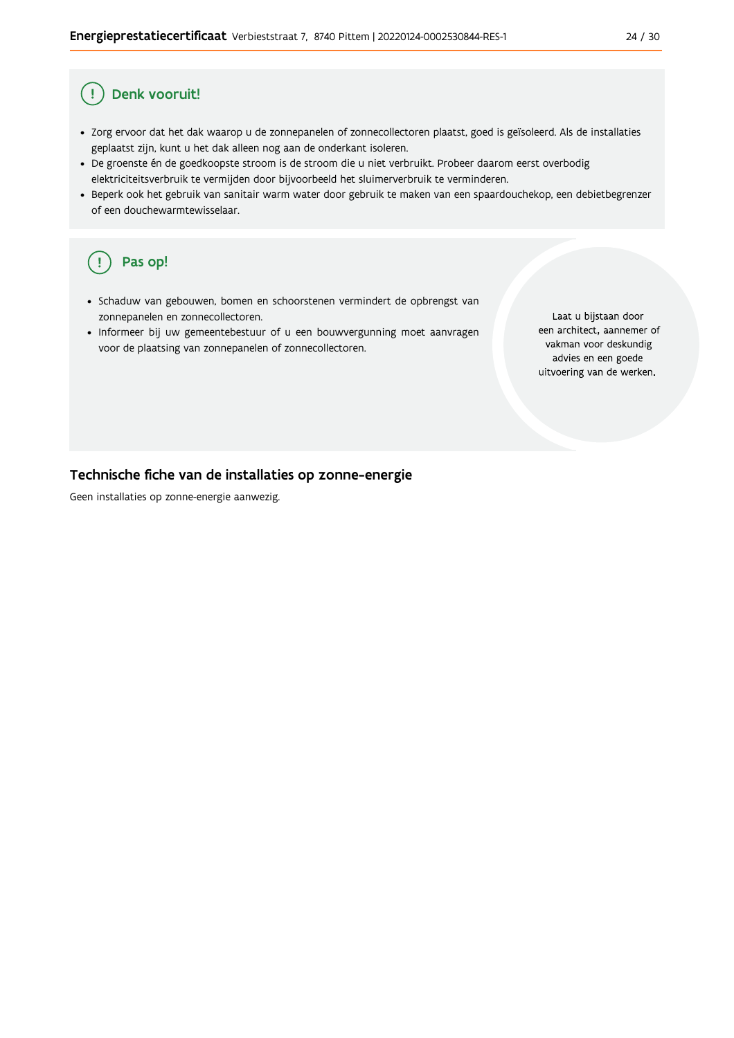## Denk vooruit!

- Zorg ervoor dat het dak waarop u de zonnepanelen of zonnecollectoren plaatst, goed is geïsoleerd. Als de installaties geplaatst zijn, kunt u het dak alleen nog aan de onderkant isoleren.
- De groenste én de goedkoopste stroom is de stroom die u niet verbruikt. Probeer daarom eerst overbodig elektriciteitsverbruik te vermijden door bijvoorbeeld het sluimerverbruik te verminderen.
- Beperk ook het gebruik van sanitair warm water door gebruik te maken van een spaardouchekop, een debietbegrenzer of een douchewarmtewisselaar.

## Pas op!

- Schaduw van gebouwen, bomen en schoorstenen vermindert de opbrengst van zonnepanelen en zonnecollectoren.
- Informeer bij uw gemeentebestuur of u een bouwvergunning moet aanvragen voor de plaatsing van zonnepanelen of zonnecollectoren.

Laat u bijstaan door een architect, aannemer of vakman voor deskundig advies en een goede uitvoering van de werken.

## Technische fiche van de installaties op zonne-energie

Geen installaties op zonne-energie aanwezig.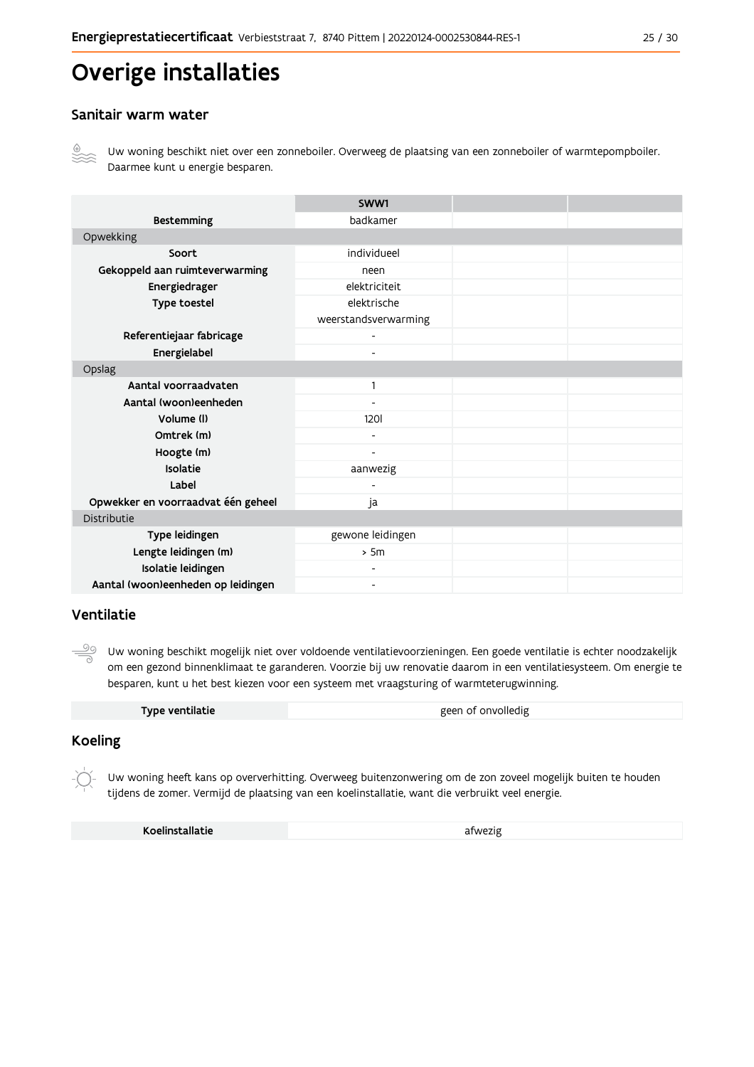# Overige installaties

## Sanitair warm water

Uw woning beschikt niet over een zonneboiler. Overweeg de plaatsing van een zonneboiler of warmtepompboiler. Daarmee kunt u energie besparen.

| | SWW1 | | |
|---|---|---|---|
| **Bestemming** | badkamer | | |
| Opwekking | | | |
| **Soort** | individueel | | |
| **Gekoppeld aan ruimteverwarming** | neen | | |
| **Energiedrager** | elektriciteit | | |
| **Type toestel** | elektrische weerstandsverwarming | | |
| **Referentiejaar fabricage** | - | | |
| **Energielabel** | - | | |
| Opslag | | | |
| **Aantal voorraadvaten** | 1 | | |
| **Aantal (woon)eenheden** | - | | |
| **Volume (l)** | 120l | | |
| **Omtrek (m)** | - | | |
| **Hoogte (m)** | - | | |
| **Isolatie** | aanwezig | | |
| **Label** | - | | |
| **Opwekker en voorraadvat één geheel** | ja | | |
| Distributie | | | |
| **Type leidingen** | gewone leidingen | | |
| **Lengte leidingen (m)** | > 5m | | |
| **Isolatie leidingen** | - | | |
| **Aantal (woon)eenheden op leidingen** | - | | |

## Ventilatie

Uw woning beschikt mogelijk niet over voldoende ventilatievoorzieningen. Een goede ventilatie is echter noodzakelijk om een gezond binnenklimaat te garanderen. Voorzie bij uw renovatie daarom in een ventilatiesysteem. Om energie te besparen, kunt u het best kiezen voor een systeem met vraagsturing of warmteterugwinning.

| | |
|---|---|
| **Type ventilatie** | geen of onvolledig |

## Koeling

Uw woning heeft kans op oververhitting. Overweeg buitenzonwering om de zon zoveel mogelijk buiten te houden tijdens de zomer. Vermijd de plaatsing van een koelinstallatie, want die verbruikt veel energie.

| | |
|---|---|
| **Koelinstallatie** | afwezig |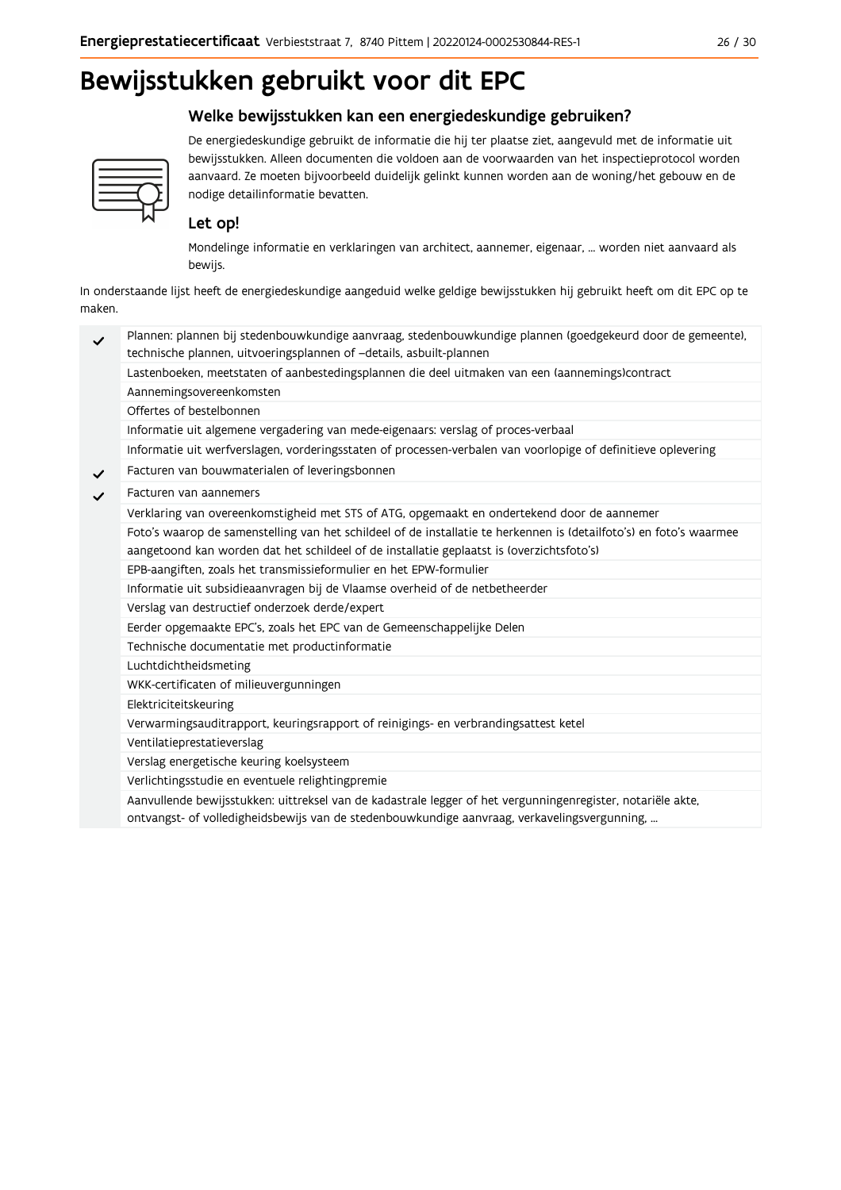# Bewijsstukken gebruikt voor dit EPC

## Welke bewijsstukken kan een energiedeskundige gebruiken?

De energiedeskundige gebruikt de informatie die hij ter plaatse ziet, aangevuld met de informatie uit bewijsstukken. Alleen documenten die voldoen aan de voorwaarden van het inspectieprotocol worden aanvaard. Ze moeten bijvoorbeeld duidelijk gelinkt kunnen worden aan de woning/het gebouw en de nodige detailinformatie bevatten.

### Let op!

Mondelinge informatie en verklaringen van architect, aannemer, eigenaar, ... worden niet aanvaard als bewijs.

In onderstaande lijst heeft de energiedeskundige aangeduid welke geldige bewijsstukken hij gebruikt heeft om dit EPC op te maken.

| | |
|---|---|
| ✓ | Plannen: plannen bij stedenbouwkundige aanvraag, stedenbouwkundige plannen (goedgekeurd door de gemeente), technische plannen, uitvoeringsplannen of –details, asbuilt-plannen |
| | Lastenboeken, meetstaten of aanbestedingsplannen die deel uitmaken van een (aannemings)contract |
| | Aannemingsovereenkomsten |
| | Offertes of bestelbonnen |
| | Informatie uit algemene vergadering van mede-eigenaars: verslag of proces-verbaal |
| | Informatie uit werfverslagen, vorderingsstaten of processen-verbalen van voorlopige of definitieve oplevering |
| ✓ | Facturen van bouwmaterialen of leveringsbonnen |
| ✓ | Facturen van aannemers |
| | Verklaring van overeenkomstigheid met STS of ATG, opgemaakt en ondertekend door de aannemer |
| | Foto's waarop de samenstelling van het schildeel of de installatie te herkennen is (detailfoto's) en foto's waarmee aangetoond kan worden dat het schildeel of de installatie geplaatst is (overzichtsfoto's) |
| | EPB-aangiften, zoals het transmissieformulier en het EPW-formulier |
| | Informatie uit subsidieaanvragen bij de Vlaamse overheid of de netbetheerder |
| | Verslag van destructief onderzoek derde/expert |
| | Eerder opgemaakte EPC's, zoals het EPC van de Gemeenschappelijke Delen |
| | Technische documentatie met productinformatie |
| | Luchtdichtheidsmeting |
| | WKK-certificaten of milieuvergunningen |
| | Elektriciteitskeuring |
| | Verwarmingsauditrapport, keuringsrapport of reinigings- en verbrandingsattest ketel |
| | Ventilatieprestatieverslag |
| | Verslag energetische keuring koelsysteem |
| | Verlichtingsstudie en eventuele relightingpremie |
| | Aanvullende bewijsstukken: uittreksel van de kadastrale legger of het vergunningenregister, notariële akte, ontvangst- of volledigheidsbewijs van de stedenbouwkundige aanvraag, verkavelingsvergunning, ... |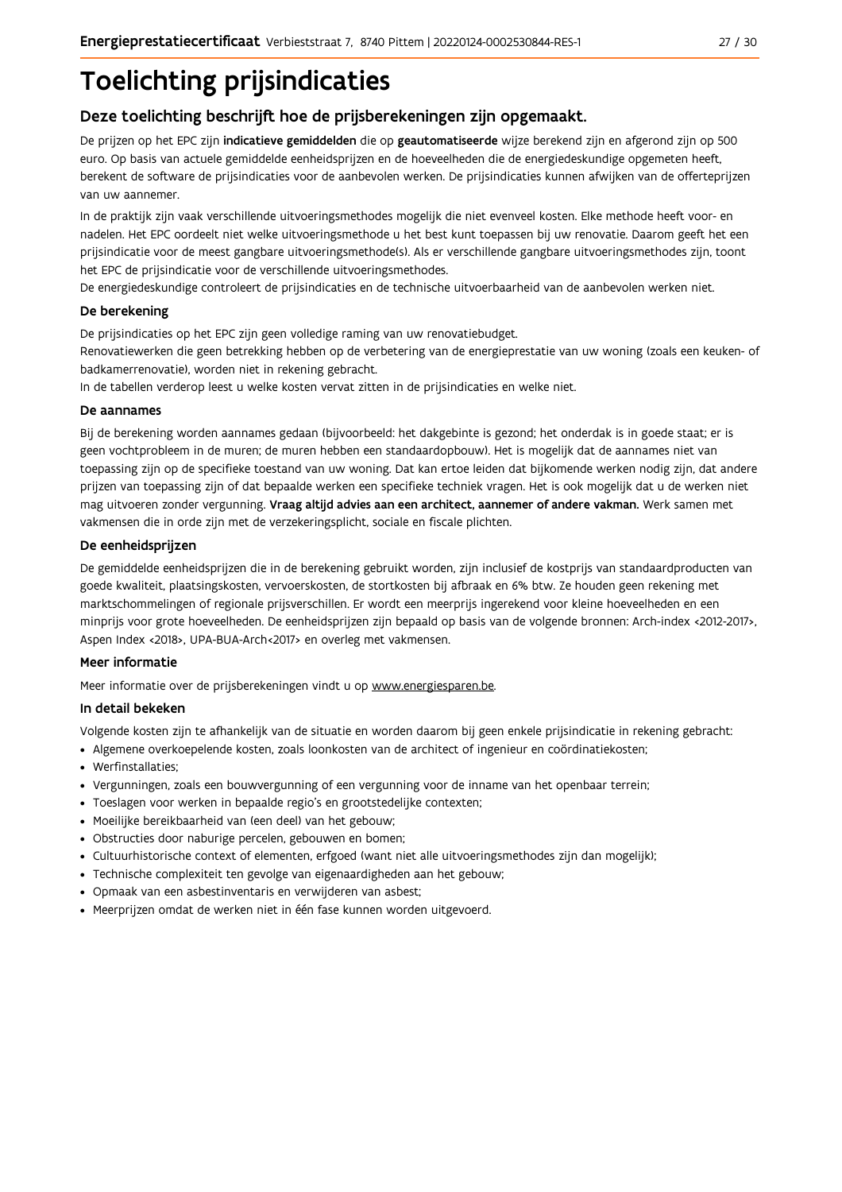# Toelichting prijsindicaties

## Deze toelichting beschrijft hoe de prijsberekeningen zijn opgemaakt.

De prijzen op het EPC zijn **indicatieve gemiddelden** die op **geautomatiseerde** wijze berekend zijn en afgerond zijn op 500 euro. Op basis van actuele gemiddelde eenheidsprijzen en de hoeveelheden die de energiedeskundige opgemeten heeft, berekent de software de prijsindicaties voor de aanbevolen werken. De prijsindicaties kunnen afwijken van de offerteprijzen van uw aannemer.

In de praktijk zijn vaak verschillende uitvoeringsmethodes mogelijk die niet evenveel kosten. Elke methode heeft voor- en nadelen. Het EPC oordeelt niet welke uitvoeringsmethode u het best kunt toepassen bij uw renovatie. Daarom geeft het een prijsindicatie voor de meest gangbare uitvoeringsmethode(s). Als er verschillende gangbare uitvoeringsmethodes zijn, toont het EPC de prijsindicatie voor de verschillende uitvoeringsmethodes.
De energiedeskundige controleert de prijsindicaties en de technische uitvoerbaarheid van de aanbevolen werken niet.

### De berekening

De prijsindicaties op het EPC zijn geen volledige raming van uw renovatiebudget.
Renovatiewerken die geen betrekking hebben op de verbetering van de energieprestatie van uw woning (zoals een keuken- of badkamerrenovatie), worden niet in rekening gebracht.
In de tabellen verderop leest u welke kosten vervat zitten in de prijsindicaties en welke niet.

### De aannames

Bij de berekening worden aannames gedaan (bijvoorbeeld: het dakgebinte is gezond; het onderdak is in goede staat; er is geen vochtprobleem in de muren; de muren hebben een standaardopbouw). Het is mogelijk dat de aannames niet van toepassing zijn op de specifieke toestand van uw woning. Dat kan ertoe leiden dat bijkomende werken nodig zijn, dat andere prijzen van toepassing zijn of dat bepaalde werken een specifieke techniek vragen. Het is ook mogelijk dat u de werken niet mag uitvoeren zonder vergunning. **Vraag altijd advies aan een architect, aannemer of andere vakman.** Werk samen met vakmensen die in orde zijn met de verzekeringsplicht, sociale en fiscale plichten.

### De eenheidsprijzen

De gemiddelde eenheidsprijzen die in de berekening gebruikt worden, zijn inclusief de kostprijs van standaardproducten van goede kwaliteit, plaatsingskosten, vervoerskosten, de stortkosten bij afbraak en 6% btw. Ze houden geen rekening met marktschommelingen of regionale prijsverschillen. Er wordt een meerprijs ingerekend voor kleine hoeveelheden en een minprijs voor grote hoeveelheden. De eenheidsprijzen zijn bepaald op basis van de volgende bronnen: Arch-index <2012-2017>, Aspen Index <2018>, UPA-BUA-Arch<2017> en overleg met vakmensen.

### Meer informatie

Meer informatie over de prijsberekeningen vindt u op www.energiesparen.be.

### In detail bekeken

Volgende kosten zijn te afhankelijk van de situatie en worden daarom bij geen enkele prijsindicatie in rekening gebracht:

- Algemene overkoepelende kosten, zoals loonkosten van de architect of ingenieur en coördinatiekosten;
- Werfinstallaties;
- Vergunningen, zoals een bouwvergunning of een vergunning voor de inname van het openbaar terrein;
- Toeslagen voor werken in bepaalde regio's en grootstedelijke contexten;
- Moeilijke bereikbaarheid van (een deel) van het gebouw;
- Obstructies door naburige percelen, gebouwen en bomen;
- Cultuurhistorische context of elementen, erfgoed (want niet alle uitvoeringsmethodes zijn dan mogelijk);
- Technische complexiteit ten gevolge van eigenaardigheden aan het gebouw;
- Opmaak van een asbestinventaris en verwijderen van asbest;
- Meerprijzen omdat de werken niet in één fase kunnen worden uitgevoerd.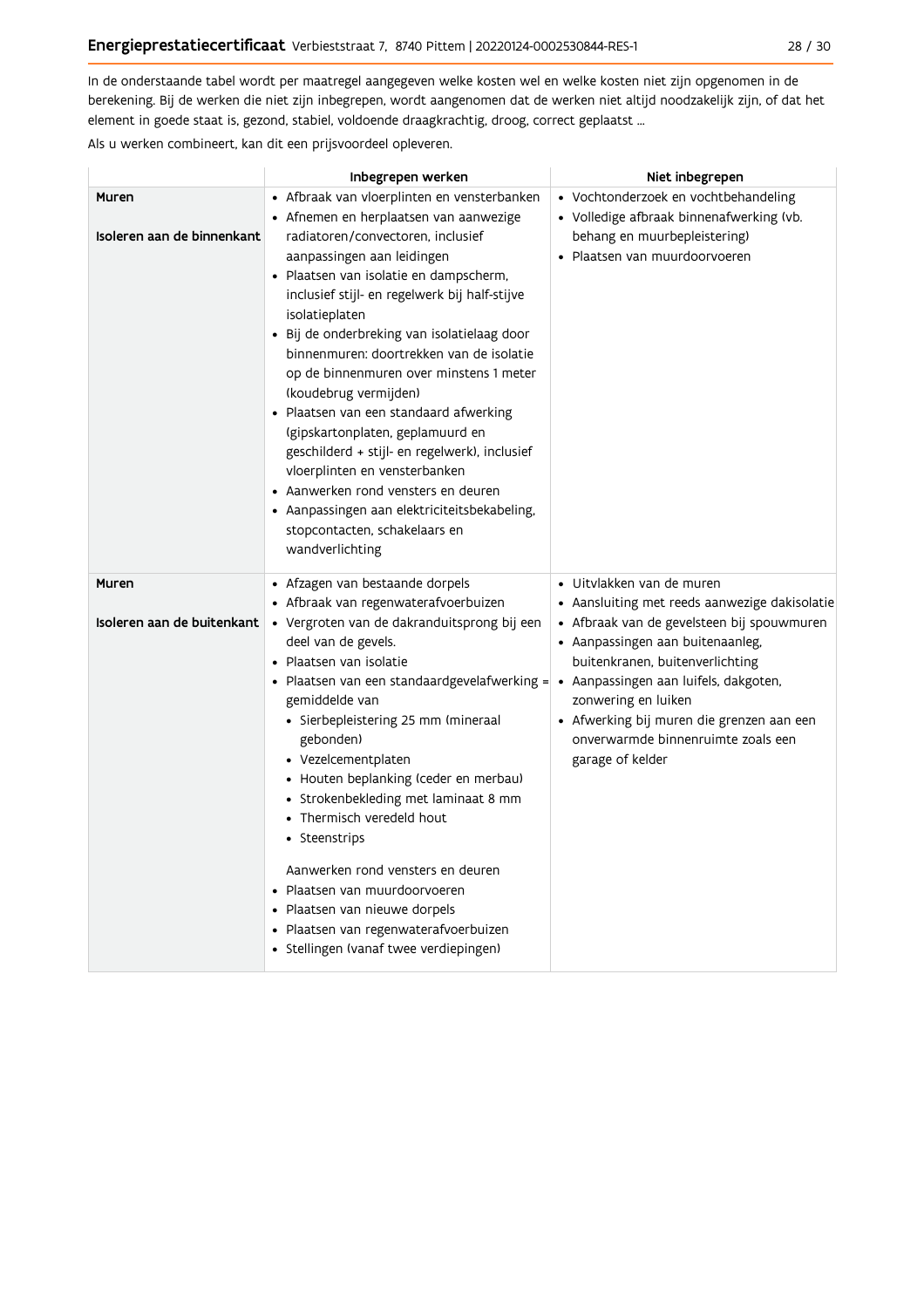In de onderstaande tabel wordt per maatregel aangegeven welke kosten wel en welke kosten niet zijn opgenomen in de berekening. Bij de werken die niet zijn inbegrepen, wordt aangenomen dat de werken niet altijd noodzakelijk zijn, of dat het element in goede staat is, gezond, stabiel, voldoende draagkrachtig, droog, correct geplaatst ...

Als u werken combineert, kan dit een prijsvoordeel opleveren.

| | Inbegrepen werken | Niet inbegrepen |
|---|---|---|
| **Muren**<br><br>**Isoleren aan de binnenkant** | • Afbraak van vloerplinten en vensterbanken<br>• Afnemen en herplaatsen van aanwezige radiatoren/convectoren, inclusief aanpassingen aan leidingen<br>• Plaatsen van isolatie en dampscherm, inclusief stijl- en regelwerk bij half-stijve isolatieplaten<br>• Bij de onderbreking van isolatielaag door binnenmuren: doortrekken van de isolatie op de binnenmuren over minstens 1 meter (koudebrug vermijden)<br>• Plaatsen van een standaard afwerking (gipskartonplaten, geplamuurd en geschilderd + stijl- en regelwerk), inclusief vloerplinten en vensterbanken<br>• Aanwerken rond vensters en deuren<br>• Aanpassingen aan elektriciteitsbekabeling, stopcontacten, schakelaars en wandverlichting | • Vochtonderzoek en vochtbehandeling<br>• Volledige afbraak binnenafwerking (vb. behang en muurbepleistering)<br>• Plaatsen van muurdoorvoeren |
| **Muren**<br><br>**Isoleren aan de buitenkant** | • Afzagen van bestaande dorpels<br>• Afbraak van regenwaterafvoerbuizen<br>• Vergroten van de dakranduitsprong bij een deel van de gevels.<br>• Plaatsen van isolatie<br>• Plaatsen van een standaardgevelafwerking = gemiddelde van<br>&nbsp;&nbsp;• Sierbepleistering 25 mm (mineraal gebonden)<br>&nbsp;&nbsp;• Vezelcementplaten<br>&nbsp;&nbsp;• Houten beplanking (ceder en merbau)<br>&nbsp;&nbsp;• Strokenbekleding met laminaat 8 mm<br>&nbsp;&nbsp;• Thermisch veredeld hout<br>&nbsp;&nbsp;• Steenstrips<br><br>Aanwerken rond vensters en deuren<br>• Plaatsen van muurdoorvoeren<br>• Plaatsen van nieuwe dorpels<br>• Plaatsen van regenwaterafvoerbuizen<br>• Stellingen (vanaf twee verdiepingen) | • Uitvlakken van de muren<br>• Aansluiting met reeds aanwezige dakisolatie<br>• Afbraak van de gevelsteen bij spouwmuren<br>• Aanpassingen aan buitenaanleg, buitenkranen, buitenverlichting<br>• Aanpassingen aan luifels, dakgoten, zonwering en luiken<br>• Afwerking bij muren die grenzen aan een onverwarmde binnenruimte zoals een garage of kelder |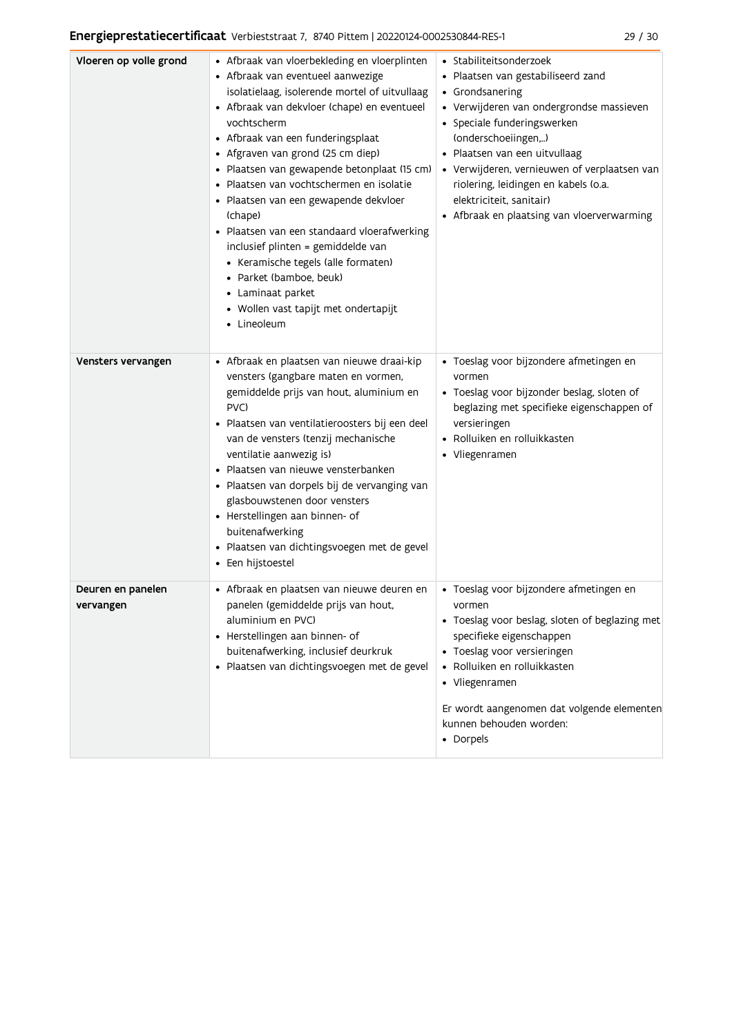| | | |
|---|---|---|
| **Vloeren op volle grond** | • Afbraak van vloerbekleding en vloerplinten<br>• Afbraak van eventueel aanwezige isolatielaag, isolerende mortel of uitvullaag<br>• Afbraak van dekvloer (chape) en eventueel vochtscherm<br>• Afbraak van een funderingsplaat<br>• Afgraven van grond (25 cm diep)<br>• Plaatsen van gewapende betonplaat (15 cm)<br>• Plaatsen van vochtschermen en isolatie<br>• Plaatsen van een gewapende dekvloer (chape)<br>• Plaatsen van een standaard vloerafwerking inclusief plinten = gemiddelde van<br>  • Keramische tegels (alle formaten)<br>  • Parket (bamboe, beuk)<br>  • Laminaat parket<br>  • Wollen vast tapijt met ondertapijt<br>  • Lineoleum | • Stabiliteitsonderzoek<br>• Plaatsen van gestabiliseerd zand<br>• Grondsanering<br>• Verwijderen van ondergrondse massieven<br>• Speciale funderingswerken (onderschoeiingen,..)<br>• Plaatsen van een uitvullaag<br>• Verwijderen, vernieuwen of verplaatsen van riolering, leidingen en kabels (o.a. elektriciteit, sanitair)<br>• Afbraak en plaatsing van vloerverwarming |
| **Vensters vervangen** | • Afbraak en plaatsen van nieuwe draai-kip vensters (gangbare maten en vormen, gemiddelde prijs van hout, aluminium en PVC)<br>• Plaatsen van ventilatieroosters bij een deel van de vensters (tenzij mechanische ventilatie aanwezig is)<br>• Plaatsen van nieuwe vensterbanken<br>• Plaatsen van dorpels bij de vervanging van glasbouwstenen door vensters<br>• Herstellingen aan binnen- of buitenafwerking<br>• Plaatsen van dichtingsvoegen met de gevel<br>• Een hijstoestel | • Toeslag voor bijzondere afmetingen en vormen<br>• Toeslag voor bijzonder beslag, sloten of beglazing met specifieke eigenschappen of versieringen<br>• Rolluiken en rolluikkasten<br>• Vliegenramen |
| **Deuren en panelen vervangen** | • Afbraak en plaatsen van nieuwe deuren en panelen (gemiddelde prijs van hout, aluminium en PVC)<br>• Herstellingen aan binnen- of buitenafwerking, inclusief deurkruk<br>• Plaatsen van dichtingsvoegen met de gevel | • Toeslag voor bijzondere afmetingen en vormen<br>• Toeslag voor beslag, sloten of beglazing met specifieke eigenschappen<br>• Toeslag voor versieringen<br>• Rolluiken en rolluikkasten<br>• Vliegenramen<br><br>Er wordt aangenomen dat volgende elementen kunnen behouden worden:<br>• Dorpels |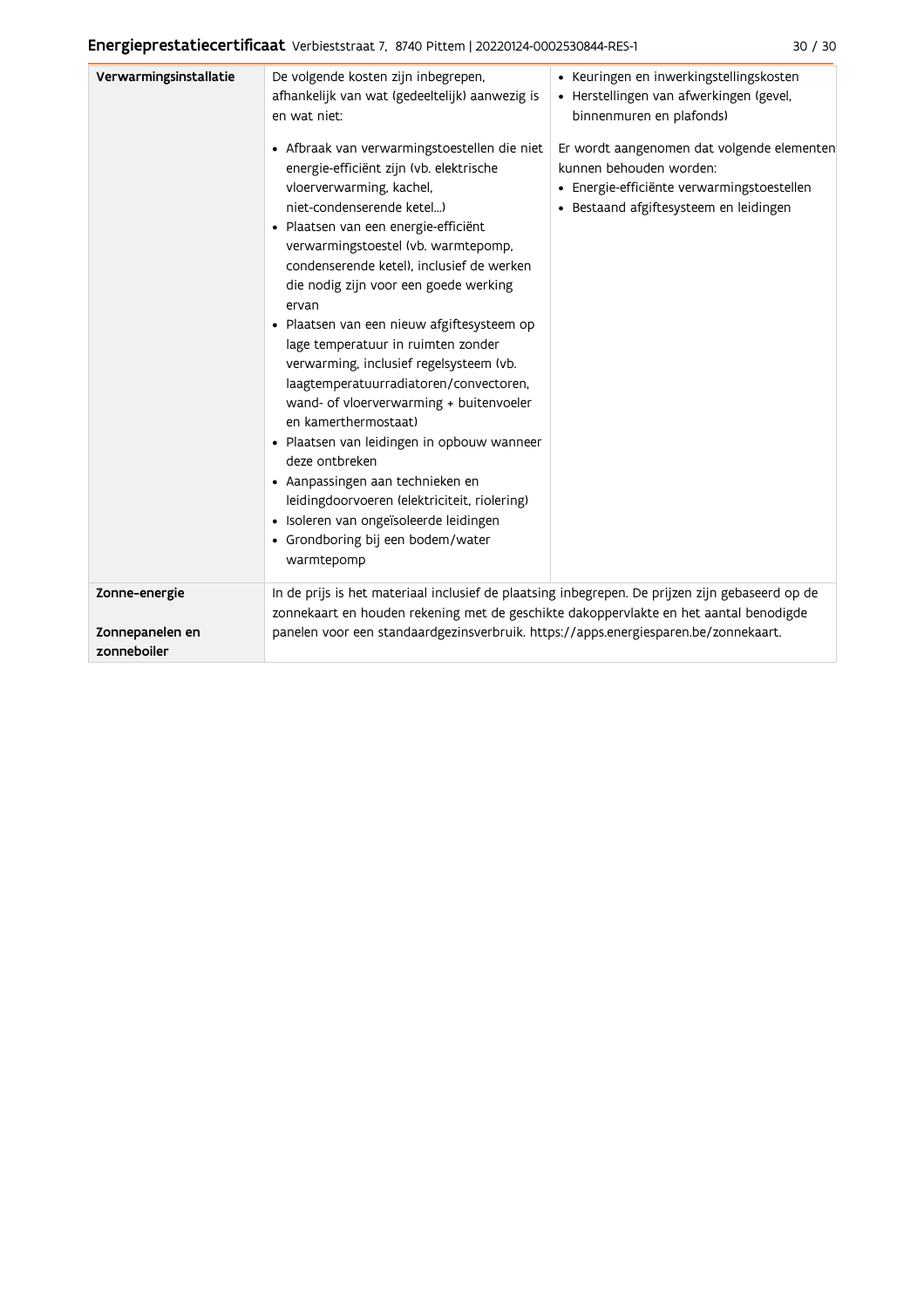| | | |
|---|---|---|
| **Verwarmingsinstallatie** | De volgende kosten zijn inbegrepen, afhankelijk van wat (gedeeltelijk) aanwezig is en wat niet:<br><br>• Afbraak van verwarmingstoestellen die niet energie-efficiënt zijn (vb. elektrische vloerverwarming, kachel, niet-condenserende ketel...)<br>• Plaatsen van een energie-efficiënt verwarmingstoestel (vb. warmtepomp, condenserende ketel), inclusief de werken die nodig zijn voor een goede werking ervan<br>• Plaatsen van een nieuw afgiftesysteem op lage temperatuur in ruimten zonder verwarming, inclusief regelsysteem (vb. laagtemperatuurradiatoren/convectoren, wand- of vloerverwarming + buitenvoeler en kamerthermostaat)<br>• Plaatsen van leidingen in opbouw wanneer deze ontbreken<br>• Aanpassingen aan technieken en leidingdoorvoeren (elektriciteit, riolering)<br>• Isoleren van ongeïsoleerde leidingen<br>• Grondboring bij een bodem/water warmtepomp | • Keuringen en inwerkingstellingskosten<br>• Herstellingen van afwerkingen (gevel, binnenmuren en plafonds)<br><br>Er wordt aangenomen dat volgende elementen kunnen behouden worden:<br>• Energie-efficiënte verwarmingstoestellen<br>• Bestaand afgiftesysteem en leidingen |
| **Zonne-energie**<br><br>**Zonnepanelen en zonneboiler** | In de prijs is het materiaal inclusief de plaatsing inbegrepen. De prijzen zijn gebaseerd op de zonnekaart en houden rekening met de geschikte dakoppervlakte en het aantal benodigde panelen voor een standaardgezinsverbruik. https://apps.energiesparen.be/zonnekaart. | |